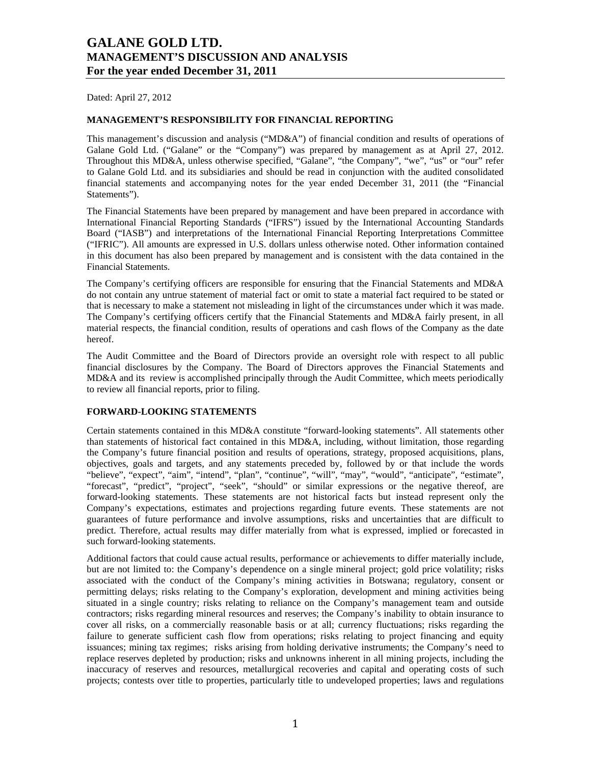# GALANE GOLD LTD.
# MANAGEMENT'S DISCUSSION AND ANALYSIS
# For the year ended December 31, 2011

Dated: April 27, 2012

## MANAGEMENT'S RESPONSIBILITY FOR FINANCIAL REPORTING

This management's discussion and analysis ("MD&A") of financial condition and results of operations of Galane Gold Ltd. ("Galane" or the "Company") was prepared by management as at April 27, 2012. Throughout this MD&A, unless otherwise specified, "Galane", "the Company", "we", "us" or "our" refer to Galane Gold Ltd. and its subsidiaries and should be read in conjunction with the audited consolidated financial statements and accompanying notes for the year ended December 31, 2011 (the "Financial Statements").

The Financial Statements have been prepared by management and have been prepared in accordance with International Financial Reporting Standards ("IFRS") issued by the International Accounting Standards Board ("IASB") and interpretations of the International Financial Reporting Interpretations Committee ("IFRIC"). All amounts are expressed in U.S. dollars unless otherwise noted. Other information contained in this document has also been prepared by management and is consistent with the data contained in the Financial Statements.

The Company's certifying officers are responsible for ensuring that the Financial Statements and MD&A do not contain any untrue statement of material fact or omit to state a material fact required to be stated or that is necessary to make a statement not misleading in light of the circumstances under which it was made. The Company's certifying officers certify that the Financial Statements and MD&A fairly present, in all material respects, the financial condition, results of operations and cash flows of the Company as the date hereof.

The Audit Committee and the Board of Directors provide an oversight role with respect to all public financial disclosures by the Company. The Board of Directors approves the Financial Statements and MD&A and its review is accomplished principally through the Audit Committee, which meets periodically to review all financial reports, prior to filing.

## FORWARD-LOOKING STATEMENTS

Certain statements contained in this MD&A constitute "forward-looking statements". All statements other than statements of historical fact contained in this MD&A, including, without limitation, those regarding the Company's future financial position and results of operations, strategy, proposed acquisitions, plans, objectives, goals and targets, and any statements preceded by, followed by or that include the words "believe", "expect", "aim", "intend", "plan", "continue", "will", "may", "would", "anticipate", "estimate", "forecast", "predict", "project", "seek", "should" or similar expressions or the negative thereof, are forward-looking statements. These statements are not historical facts but instead represent only the Company's expectations, estimates and projections regarding future events. These statements are not guarantees of future performance and involve assumptions, risks and uncertainties that are difficult to predict. Therefore, actual results may differ materially from what is expressed, implied or forecasted in such forward-looking statements.

Additional factors that could cause actual results, performance or achievements to differ materially include, but are not limited to: the Company's dependence on a single mineral project; gold price volatility; risks associated with the conduct of the Company's mining activities in Botswana; regulatory, consent or permitting delays; risks relating to the Company's exploration, development and mining activities being situated in a single country; risks relating to reliance on the Company's management team and outside contractors; risks regarding mineral resources and reserves; the Company's inability to obtain insurance to cover all risks, on a commercially reasonable basis or at all; currency fluctuations; risks regarding the failure to generate sufficient cash flow from operations; risks relating to project financing and equity issuances; mining tax regimes; risks arising from holding derivative instruments; the Company's need to replace reserves depleted by production; risks and unknowns inherent in all mining projects, including the inaccuracy of reserves and resources, metallurgical recoveries and capital and operating costs of such projects; contests over title to properties, particularly title to undeveloped properties; laws and regulations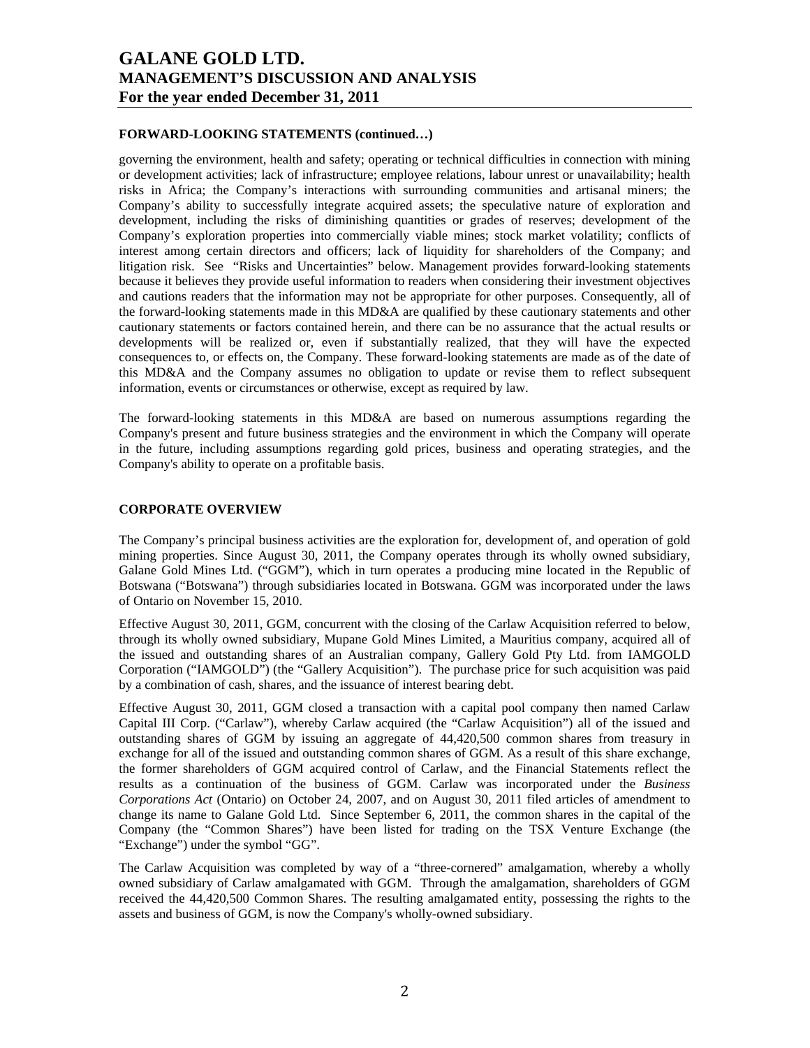## FORWARD-LOOKING STATEMENTS (continued…)

governing the environment, health and safety; operating or technical difficulties in connection with mining or development activities; lack of infrastructure; employee relations, labour unrest or unavailability; health risks in Africa; the Company's interactions with surrounding communities and artisanal miners; the Company's ability to successfully integrate acquired assets; the speculative nature of exploration and development, including the risks of diminishing quantities or grades of reserves; development of the Company's exploration properties into commercially viable mines; stock market volatility; conflicts of interest among certain directors and officers; lack of liquidity for shareholders of the Company; and litigation risk. See "Risks and Uncertainties" below. Management provides forward-looking statements because it believes they provide useful information to readers when considering their investment objectives and cautions readers that the information may not be appropriate for other purposes. Consequently, all of the forward-looking statements made in this MD&A are qualified by these cautionary statements and other cautionary statements or factors contained herein, and there can be no assurance that the actual results or developments will be realized or, even if substantially realized, that they will have the expected consequences to, or effects on, the Company. These forward-looking statements are made as of the date of this MD&A and the Company assumes no obligation to update or revise them to reflect subsequent information, events or circumstances or otherwise, except as required by law.

The forward-looking statements in this MD&A are based on numerous assumptions regarding the Company's present and future business strategies and the environment in which the Company will operate in the future, including assumptions regarding gold prices, business and operating strategies, and the Company's ability to operate on a profitable basis.

## CORPORATE OVERVIEW

The Company's principal business activities are the exploration for, development of, and operation of gold mining properties. Since August 30, 2011, the Company operates through its wholly owned subsidiary, Galane Gold Mines Ltd. ("GGM"), which in turn operates a producing mine located in the Republic of Botswana ("Botswana") through subsidiaries located in Botswana. GGM was incorporated under the laws of Ontario on November 15, 2010.

Effective August 30, 2011, GGM, concurrent with the closing of the Carlaw Acquisition referred to below, through its wholly owned subsidiary, Mupane Gold Mines Limited, a Mauritius company, acquired all of the issued and outstanding shares of an Australian company, Gallery Gold Pty Ltd. from IAMGOLD Corporation ("IAMGOLD") (the "Gallery Acquisition"). The purchase price for such acquisition was paid by a combination of cash, shares, and the issuance of interest bearing debt.

Effective August 30, 2011, GGM closed a transaction with a capital pool company then named Carlaw Capital III Corp. ("Carlaw"), whereby Carlaw acquired (the "Carlaw Acquisition") all of the issued and outstanding shares of GGM by issuing an aggregate of 44,420,500 common shares from treasury in exchange for all of the issued and outstanding common shares of GGM. As a result of this share exchange, the former shareholders of GGM acquired control of Carlaw, and the Financial Statements reflect the results as a continuation of the business of GGM. Carlaw was incorporated under the *Business Corporations Act* (Ontario) on October 24, 2007, and on August 30, 2011 filed articles of amendment to change its name to Galane Gold Ltd. Since September 6, 2011, the common shares in the capital of the Company (the "Common Shares") have been listed for trading on the TSX Venture Exchange (the "Exchange") under the symbol "GG".

The Carlaw Acquisition was completed by way of a "three-cornered" amalgamation, whereby a wholly owned subsidiary of Carlaw amalgamated with GGM. Through the amalgamation, shareholders of GGM received the 44,420,500 Common Shares. The resulting amalgamated entity, possessing the rights to the assets and business of GGM, is now the Company's wholly-owned subsidiary.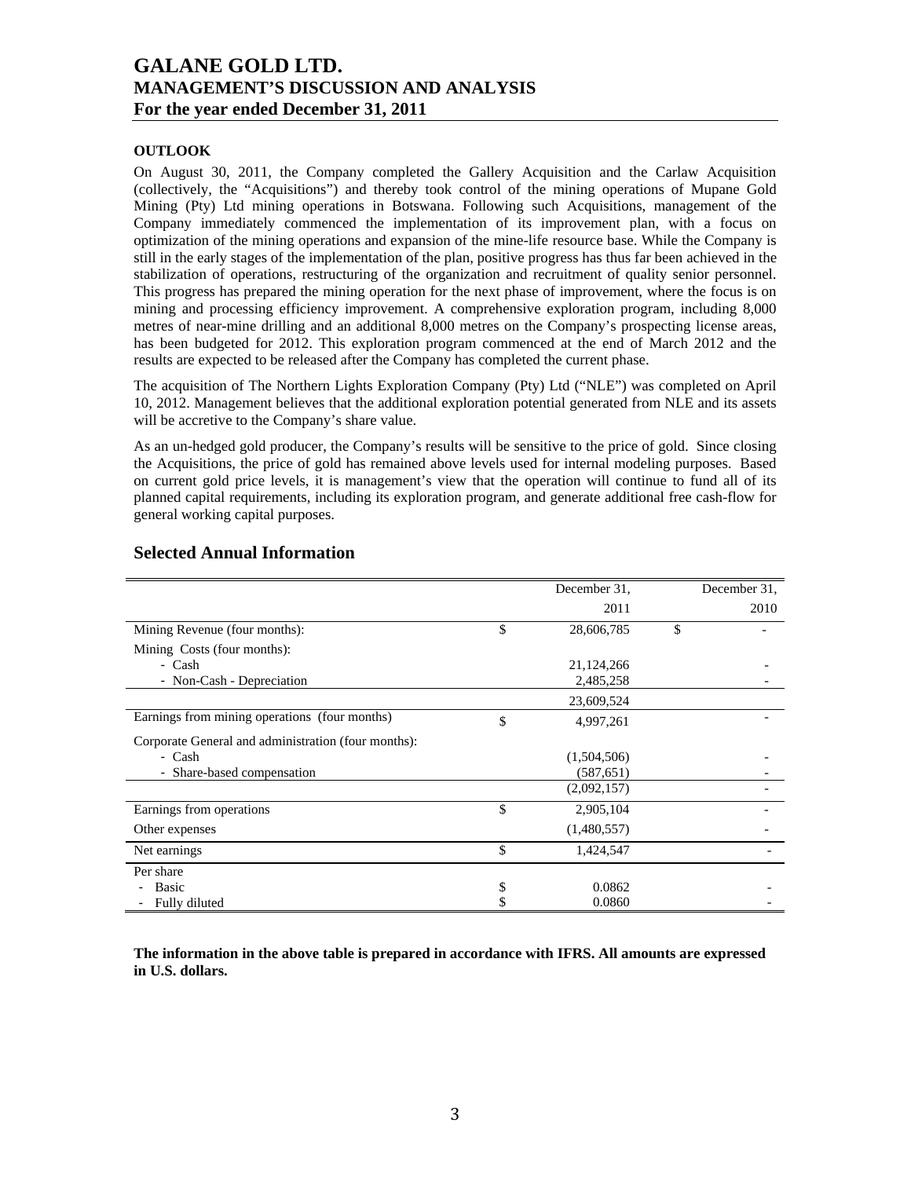## OUTLOOK

On August 30, 2011, the Company completed the Gallery Acquisition and the Carlaw Acquisition (collectively, the "Acquisitions") and thereby took control of the mining operations of Mupane Gold Mining (Pty) Ltd mining operations in Botswana. Following such Acquisitions, management of the Company immediately commenced the implementation of its improvement plan, with a focus on optimization of the mining operations and expansion of the mine-life resource base. While the Company is still in the early stages of the implementation of the plan, positive progress has thus far been achieved in the stabilization of operations, restructuring of the organization and recruitment of quality senior personnel. This progress has prepared the mining operation for the next phase of improvement, where the focus is on mining and processing efficiency improvement. A comprehensive exploration program, including 8,000 metres of near-mine drilling and an additional 8,000 metres on the Company's prospecting license areas, has been budgeted for 2012. This exploration program commenced at the end of March 2012 and the results are expected to be released after the Company has completed the current phase.

The acquisition of The Northern Lights Exploration Company (Pty) Ltd ("NLE") was completed on April 10, 2012. Management believes that the additional exploration potential generated from NLE and its assets will be accretive to the Company's share value.

As an un-hedged gold producer, the Company's results will be sensitive to the price of gold. Since closing the Acquisitions, the price of gold has remained above levels used for internal modeling purposes. Based on current gold price levels, it is management's view that the operation will continue to fund all of its planned capital requirements, including its exploration program, and generate additional free cash-flow for general working capital purposes.

## Selected Annual Information

| | December 31, 2011 | December 31, 2010 |
|---|---|---|
| Mining Revenue (four months): | $ 28,606,785 | $ - |
| Mining Costs (four months): | | |
| - Cash | 21,124,266 | - |
| - Non-Cash - Depreciation | 2,485,258 | - |
| | 23,609,524 | |
| Earnings from mining operations (four months) | $ 4,997,261 | - |
| Corporate General and administration (four months): | | |
| - Cash | (1,504,506) | - |
| - Share-based compensation | (587,651) | - |
| | (2,092,157) | - |
| Earnings from operations | $ 2,905,104 | - |
| Other expenses | (1,480,557) | - |
| Net earnings | $ 1,424,547 | - |
| Per share | | |
| - Basic | $ 0.0862 | - |
| - Fully diluted | $ 0.0860 | - |

**The information in the above table is prepared in accordance with IFRS. All amounts are expressed in U.S. dollars.**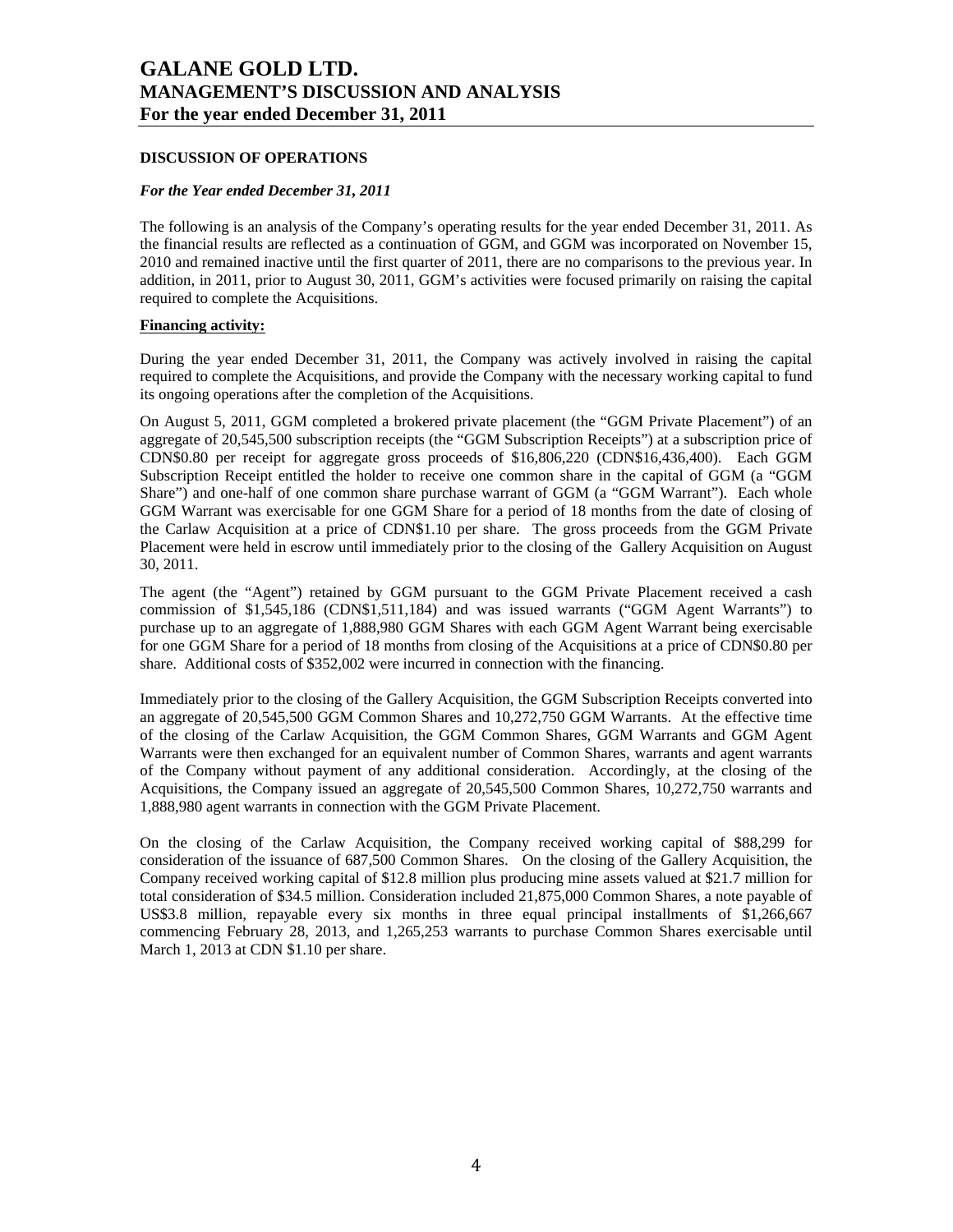## DISCUSSION OF OPERATIONS

### *For the Year ended December 31, 2011*

The following is an analysis of the Company's operating results for the year ended December 31, 2011. As the financial results are reflected as a continuation of GGM, and GGM was incorporated on November 15, 2010 and remained inactive until the first quarter of 2011, there are no comparisons to the previous year. In addition, in 2011, prior to August 30, 2011, GGM's activities were focused primarily on raising the capital required to complete the Acquisitions.

**Financing activity:**

During the year ended December 31, 2011, the Company was actively involved in raising the capital required to complete the Acquisitions, and provide the Company with the necessary working capital to fund its ongoing operations after the completion of the Acquisitions.

On August 5, 2011, GGM completed a brokered private placement (the "GGM Private Placement") of an aggregate of 20,545,500 subscription receipts (the "GGM Subscription Receipts") at a subscription price of CDN$0.80 per receipt for aggregate gross proceeds of $16,806,220 (CDN$16,436,400). Each GGM Subscription Receipt entitled the holder to receive one common share in the capital of GGM (a "GGM Share") and one-half of one common share purchase warrant of GGM (a "GGM Warrant"). Each whole GGM Warrant was exercisable for one GGM Share for a period of 18 months from the date of closing of the Carlaw Acquisition at a price of CDN$1.10 per share. The gross proceeds from the GGM Private Placement were held in escrow until immediately prior to the closing of the Gallery Acquisition on August 30, 2011.

The agent (the "Agent") retained by GGM pursuant to the GGM Private Placement received a cash commission of $1,545,186 (CDN$1,511,184) and was issued warrants ("GGM Agent Warrants") to purchase up to an aggregate of 1,888,980 GGM Shares with each GGM Agent Warrant being exercisable for one GGM Share for a period of 18 months from closing of the Acquisitions at a price of CDN$0.80 per share. Additional costs of $352,002 were incurred in connection with the financing.

Immediately prior to the closing of the Gallery Acquisition, the GGM Subscription Receipts converted into an aggregate of 20,545,500 GGM Common Shares and 10,272,750 GGM Warrants. At the effective time of the closing of the Carlaw Acquisition, the GGM Common Shares, GGM Warrants and GGM Agent Warrants were then exchanged for an equivalent number of Common Shares, warrants and agent warrants of the Company without payment of any additional consideration. Accordingly, at the closing of the Acquisitions, the Company issued an aggregate of 20,545,500 Common Shares, 10,272,750 warrants and 1,888,980 agent warrants in connection with the GGM Private Placement.

On the closing of the Carlaw Acquisition, the Company received working capital of $88,299 for consideration of the issuance of 687,500 Common Shares. On the closing of the Gallery Acquisition, the Company received working capital of $12.8 million plus producing mine assets valued at $21.7 million for total consideration of $34.5 million. Consideration included 21,875,000 Common Shares, a note payable of US$3.8 million, repayable every six months in three equal principal installments of $1,266,667 commencing February 28, 2013, and 1,265,253 warrants to purchase Common Shares exercisable until March 1, 2013 at CDN $1.10 per share.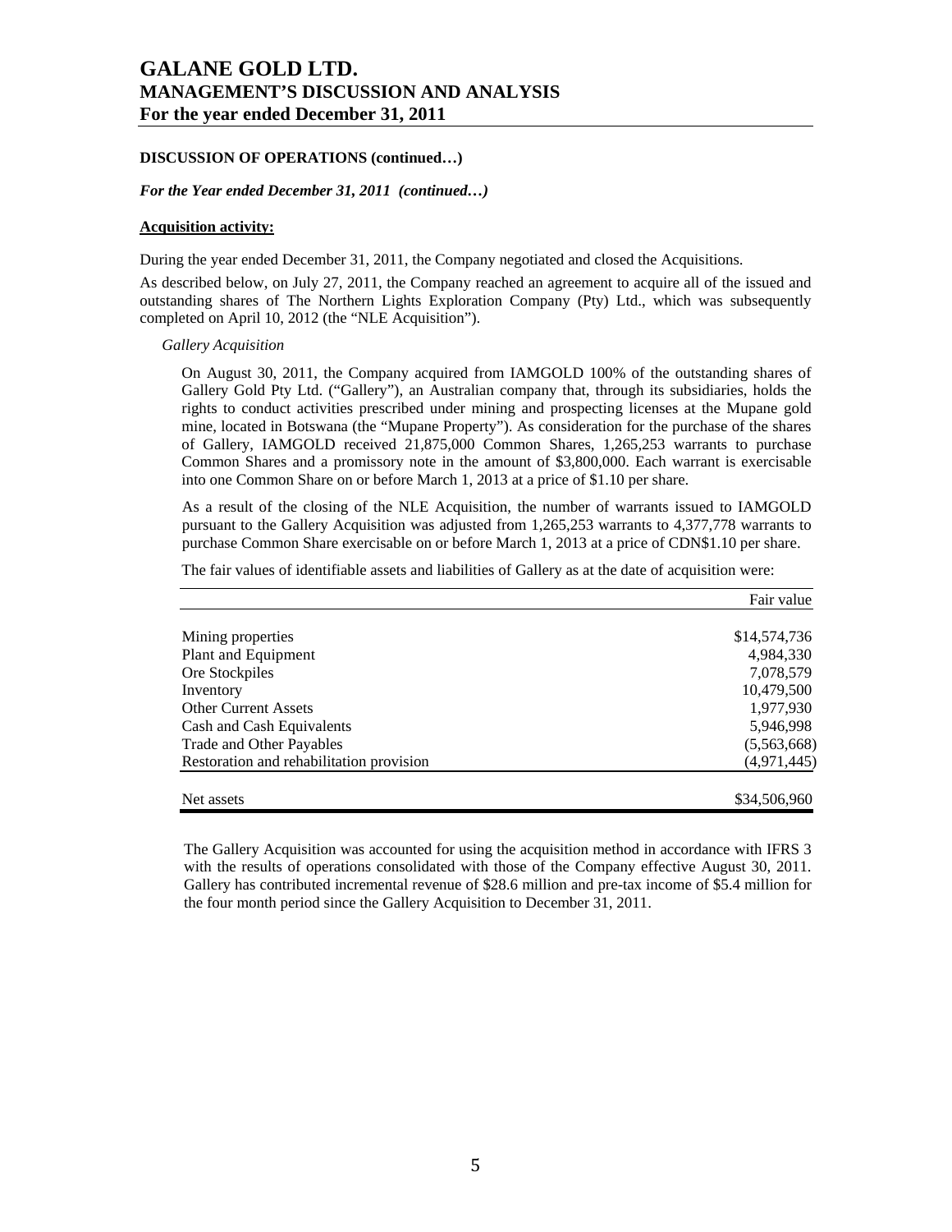## DISCUSSION OF OPERATIONS (continued…)

*For the Year ended December 31, 2011 (continued…)*

**Acquisition activity:**

During the year ended December 31, 2011, the Company negotiated and closed the Acquisitions.

As described below, on July 27, 2011, the Company reached an agreement to acquire all of the issued and outstanding shares of The Northern Lights Exploration Company (Pty) Ltd., which was subsequently completed on April 10, 2012 (the "NLE Acquisition").

*Gallery Acquisition*

On August 30, 2011, the Company acquired from IAMGOLD 100% of the outstanding shares of Gallery Gold Pty Ltd. ("Gallery"), an Australian company that, through its subsidiaries, holds the rights to conduct activities prescribed under mining and prospecting licenses at the Mupane gold mine, located in Botswana (the "Mupane Property"). As consideration for the purchase of the shares of Gallery, IAMGOLD received 21,875,000 Common Shares, 1,265,253 warrants to purchase Common Shares and a promissory note in the amount of $3,800,000. Each warrant is exercisable into one Common Share on or before March 1, 2013 at a price of $1.10 per share.

As a result of the closing of the NLE Acquisition, the number of warrants issued to IAMGOLD pursuant to the Gallery Acquisition was adjusted from 1,265,253 warrants to 4,377,778 warrants to purchase Common Share exercisable on or before March 1, 2013 at a price of CDN$1.10 per share.

The fair values of identifiable assets and liabilities of Gallery as at the date of acquisition were:

| | Fair value |
|---|---|
| Mining properties | $14,574,736 |
| Plant and Equipment | 4,984,330 |
| Ore Stockpiles | 7,078,579 |
| Inventory | 10,479,500 |
| Other Current Assets | 1,977,930 |
| Cash and Cash Equivalents | 5,946,998 |
| Trade and Other Payables | (5,563,668) |
| Restoration and rehabilitation provision | (4,971,445) |
| Net assets | $34,506,960 |

The Gallery Acquisition was accounted for using the acquisition method in accordance with IFRS 3 with the results of operations consolidated with those of the Company effective August 30, 2011. Gallery has contributed incremental revenue of $28.6 million and pre-tax income of $5.4 million for the four month period since the Gallery Acquisition to December 31, 2011.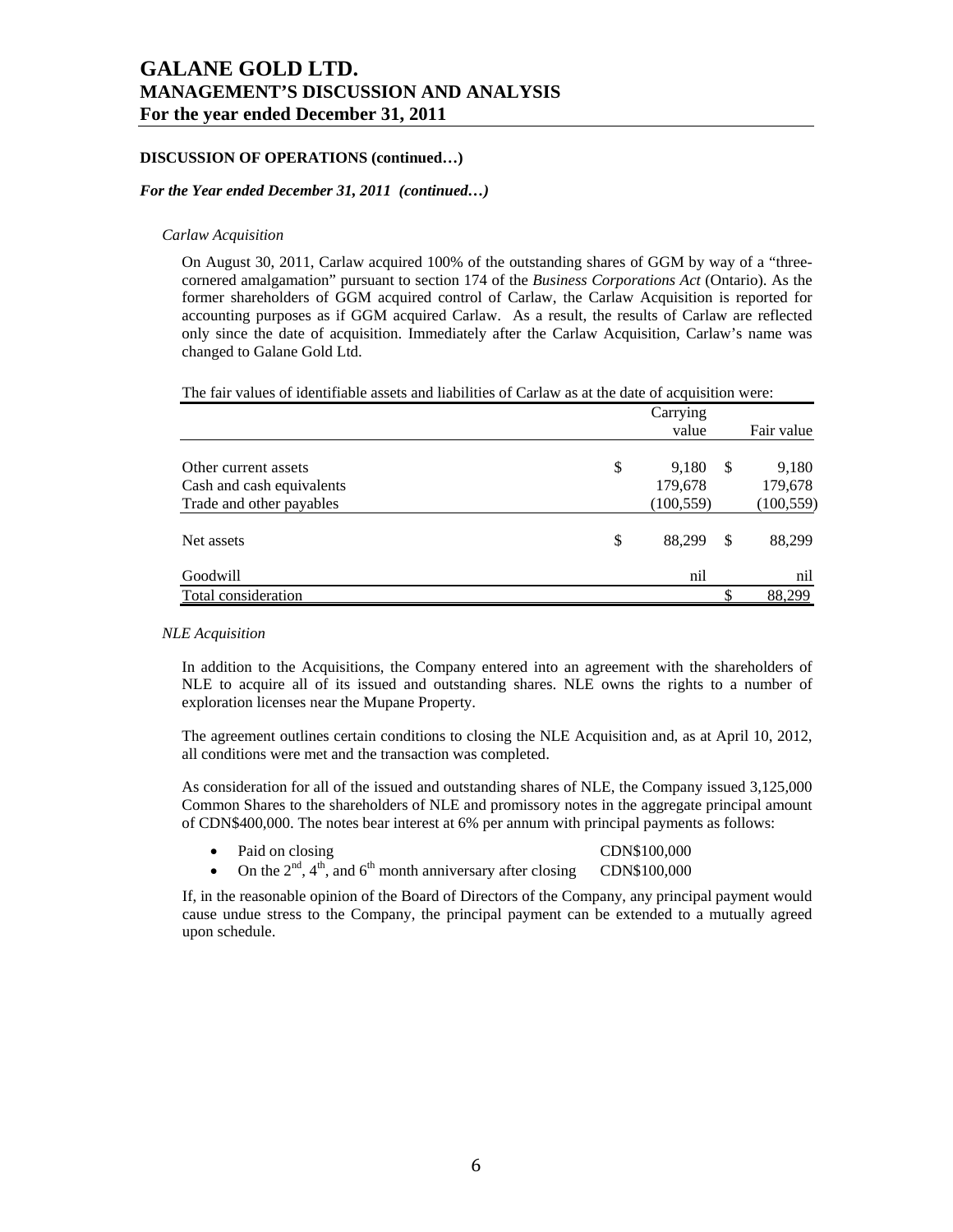**DISCUSSION OF OPERATIONS (continued…)**

***For the Year ended December 31, 2011 (continued…)***

*Carlaw Acquisition*

On August 30, 2011, Carlaw acquired 100% of the outstanding shares of GGM by way of a "three-cornered amalgamation" pursuant to section 174 of the *Business Corporations Act* (Ontario). As the former shareholders of GGM acquired control of Carlaw, the Carlaw Acquisition is reported for accounting purposes as if GGM acquired Carlaw. As a result, the results of Carlaw are reflected only since the date of acquisition. Immediately after the Carlaw Acquisition, Carlaw's name was changed to Galane Gold Ltd.

The fair values of identifiable assets and liabilities of Carlaw as at the date of acquisition were:

| | | Carrying value | | Fair value |
|---|---|---|---|---|
| Other current assets | $ | 9,180 | $ | 9,180 |
| Cash and cash equivalents | | 179,678 | | 179,678 |
| Trade and other payables | | (100,559) | | (100,559) |
| Net assets | $ | 88,299 | $ | 88,299 |
| Goodwill | | nil | | nil |
| Total consideration | | | $ | 88,299 |

*NLE Acquisition*

In addition to the Acquisitions, the Company entered into an agreement with the shareholders of NLE to acquire all of its issued and outstanding shares. NLE owns the rights to a number of exploration licenses near the Mupane Property.

The agreement outlines certain conditions to closing the NLE Acquisition and, as at April 10, 2012, all conditions were met and the transaction was completed.

As consideration for all of the issued and outstanding shares of NLE, the Company issued 3,125,000 Common Shares to the shareholders of NLE and promissory notes in the aggregate principal amount of CDN$400,000. The notes bear interest at 6% per annum with principal payments as follows:

- Paid on closing CDN$100,000
- On the 2nd, 4th, and 6th month anniversary after closing CDN$100,000

If, in the reasonable opinion of the Board of Directors of the Company, any principal payment would cause undue stress to the Company, the principal payment can be extended to a mutually agreed upon schedule.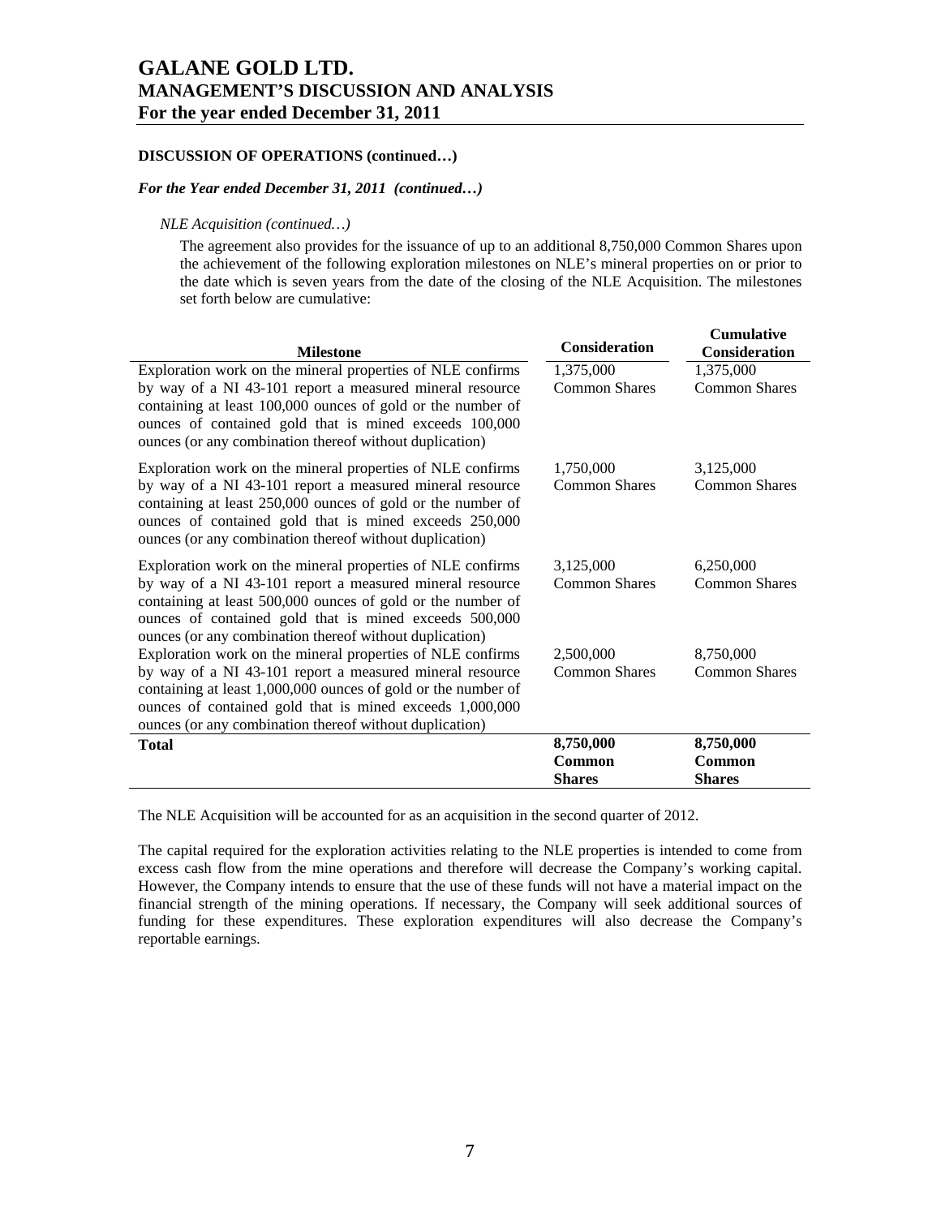## DISCUSSION OF OPERATIONS (continued…)

### *For the Year ended December 31, 2011 (continued…)*

*NLE Acquisition (continued…)*

The agreement also provides for the issuance of up to an additional 8,750,000 Common Shares upon the achievement of the following exploration milestones on NLE's mineral properties on or prior to the date which is seven years from the date of the closing of the NLE Acquisition. The milestones set forth below are cumulative:

| Milestone | Consideration | Cumulative Consideration |
|---|---|---|
| Exploration work on the mineral properties of NLE confirms by way of a NI 43-101 report a measured mineral resource containing at least 100,000 ounces of gold or the number of ounces of contained gold that is mined exceeds 100,000 ounces (or any combination thereof without duplication) | 1,375,000 Common Shares | 1,375,000 Common Shares |
| Exploration work on the mineral properties of NLE confirms by way of a NI 43-101 report a measured mineral resource containing at least 250,000 ounces of gold or the number of ounces of contained gold that is mined exceeds 250,000 ounces (or any combination thereof without duplication) | 1,750,000 Common Shares | 3,125,000 Common Shares |
| Exploration work on the mineral properties of NLE confirms by way of a NI 43-101 report a measured mineral resource containing at least 500,000 ounces of gold or the number of ounces of contained gold that is mined exceeds 500,000 ounces (or any combination thereof without duplication) | 3,125,000 Common Shares | 6,250,000 Common Shares |
| Exploration work on the mineral properties of NLE confirms by way of a NI 43-101 report a measured mineral resource containing at least 1,000,000 ounces of gold or the number of ounces of contained gold that is mined exceeds 1,000,000 ounces (or any combination thereof without duplication) | 2,500,000 Common Shares | 8,750,000 Common Shares |
| **Total** | **8,750,000 Common Shares** | **8,750,000 Common Shares** |

The NLE Acquisition will be accounted for as an acquisition in the second quarter of 2012.

The capital required for the exploration activities relating to the NLE properties is intended to come from excess cash flow from the mine operations and therefore will decrease the Company's working capital. However, the Company intends to ensure that the use of these funds will not have a material impact on the financial strength of the mining operations. If necessary, the Company will seek additional sources of funding for these expenditures. These exploration expenditures will also decrease the Company's reportable earnings.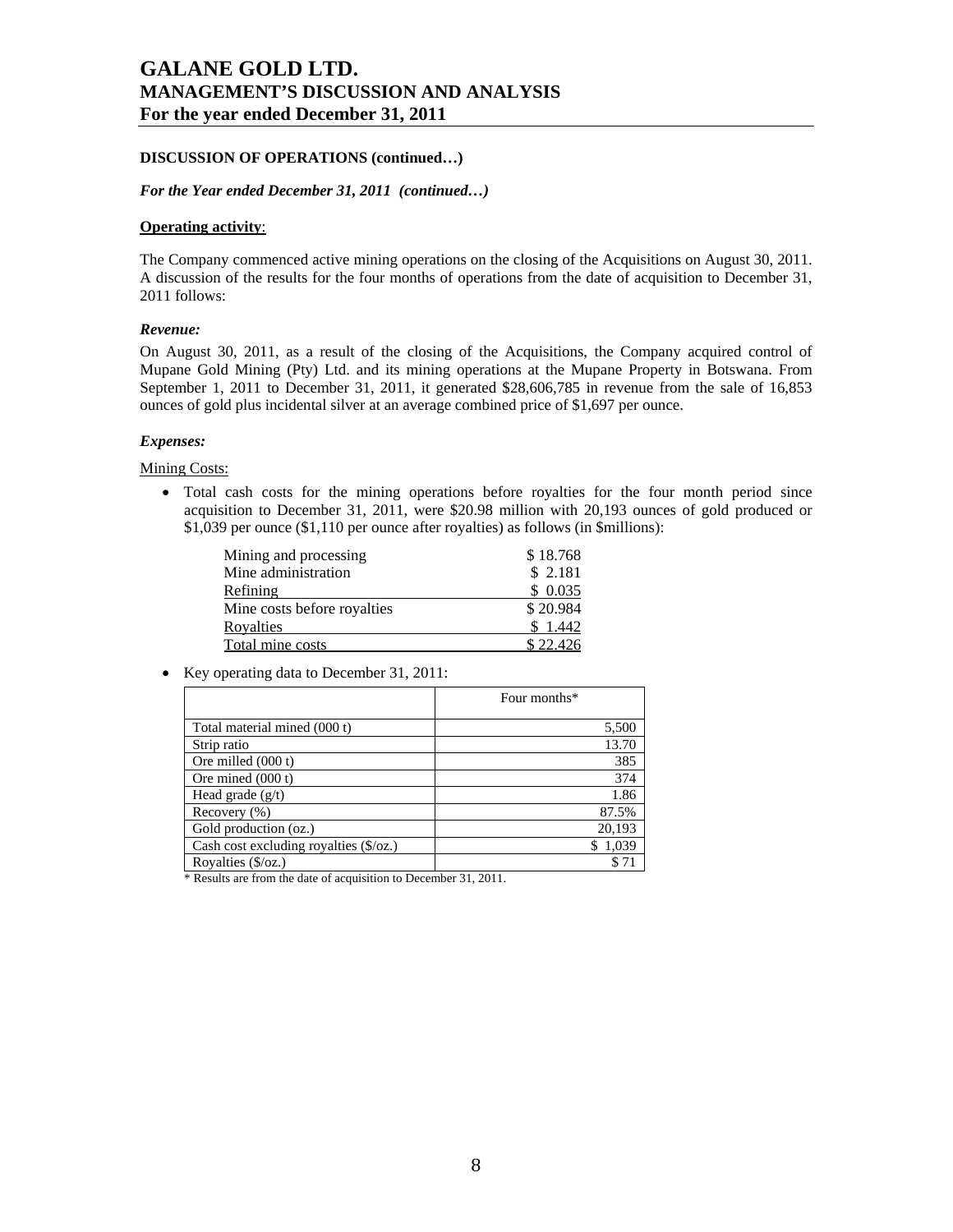### DISCUSSION OF OPERATIONS (continued…)

***For the Year ended December 31, 2011 (continued…)***

**Operating activity**:

The Company commenced active mining operations on the closing of the Acquisitions on August 30, 2011. A discussion of the results for the four months of operations from the date of acquisition to December 31, 2011 follows:

***Revenue:***

On August 30, 2011, as a result of the closing of the Acquisitions, the Company acquired control of Mupane Gold Mining (Pty) Ltd. and its mining operations at the Mupane Property in Botswana. From September 1, 2011 to December 31, 2011, it generated $28,606,785 in revenue from the sale of 16,853 ounces of gold plus incidental silver at an average combined price of $1,697 per ounce.

***Expenses:***

Mining Costs:

- Total cash costs for the mining operations before royalties for the four month period since acquisition to December 31, 2011, were $20.98 million with 20,193 ounces of gold produced or $1,039 per ounce ($1,110 per ounce after royalties) as follows (in $millions):

| | |
|---|---|
| Mining and processing | $ 18.768 |
| Mine administration | $ 2.181 |
| Refining | $ 0.035 |
| Mine costs before royalties | $ 20.984 |
| Royalties | $ 1.442 |
| Total mine costs | $ 22.426 |

- Key operating data to December 31, 2011:

| | Four months* |
|---|---|
| Total material mined (000 t) | 5,500 |
| Strip ratio | 13.70 |
| Ore milled (000 t) | 385 |
| Ore mined (000 t) | 374 |
| Head grade (g/t) | 1.86 |
| Recovery (%) | 87.5% |
| Gold production (oz.) | 20,193 |
| Cash cost excluding royalties ($/oz.) | $ 1,039 |
| Royalties ($/oz.) | $ 71 |

\* Results are from the date of acquisition to December 31, 2011.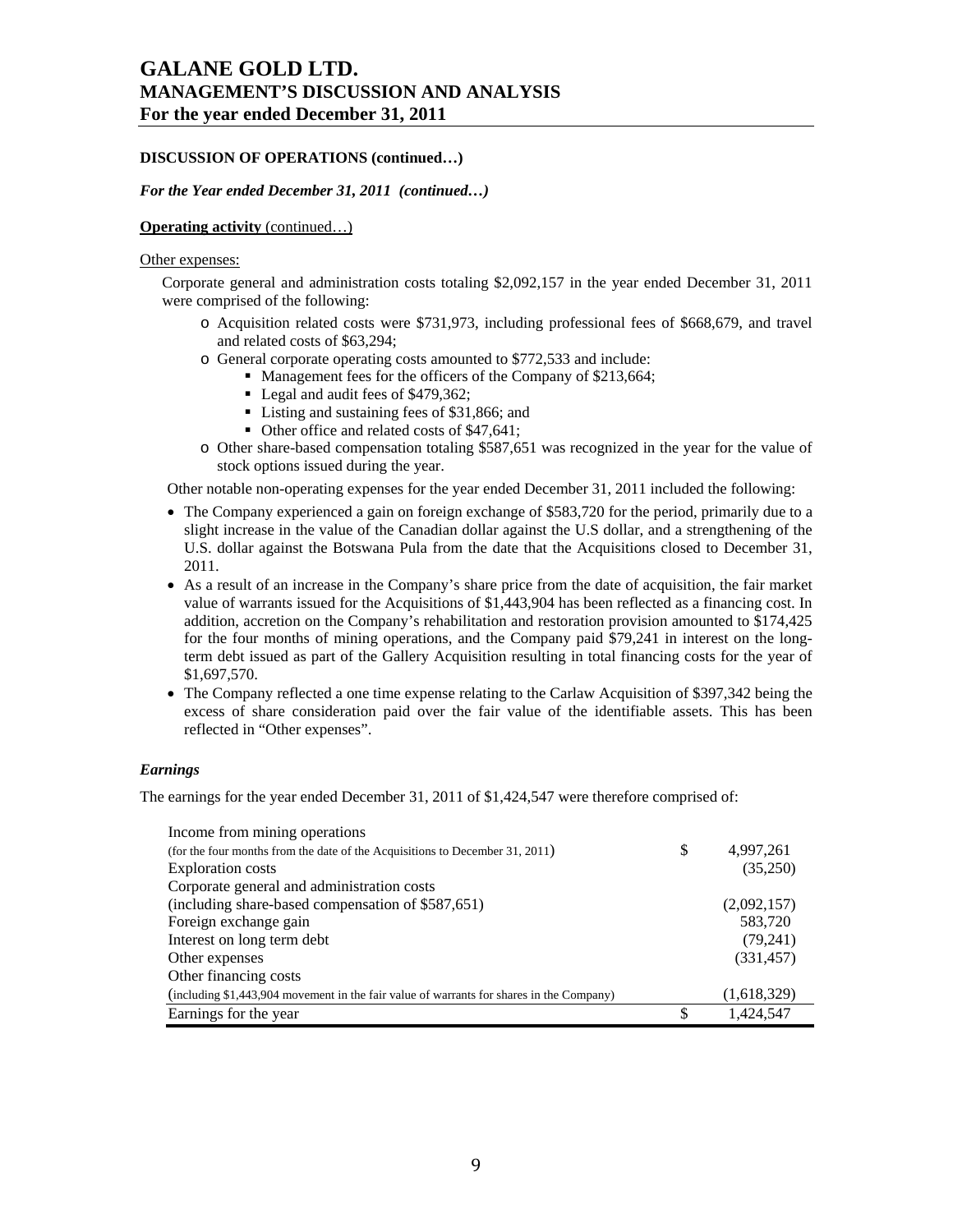**DISCUSSION OF OPERATIONS (continued…)**

***For the Year ended December 31, 2011 (continued…)***

**Operating activity** (continued…)

Other expenses:

Corporate general and administration costs totaling $2,092,157 in the year ended December 31, 2011 were comprised of the following:

- Acquisition related costs were $731,973, including professional fees of $668,679, and travel and related costs of $63,294;
- General corporate operating costs amounted to $772,533 and include:
  - Management fees for the officers of the Company of $213,664;
  - Legal and audit fees of $479,362;
  - Listing and sustaining fees of $31,866; and
  - Other office and related costs of $47,641;
- Other share-based compensation totaling $587,651 was recognized in the year for the value of stock options issued during the year.

Other notable non-operating expenses for the year ended December 31, 2011 included the following:

- The Company experienced a gain on foreign exchange of $583,720 for the period, primarily due to a slight increase in the value of the Canadian dollar against the U.S dollar, and a strengthening of the U.S. dollar against the Botswana Pula from the date that the Acquisitions closed to December 31, 2011.
- As a result of an increase in the Company's share price from the date of acquisition, the fair market value of warrants issued for the Acquisitions of $1,443,904 has been reflected as a financing cost. In addition, accretion on the Company's rehabilitation and restoration provision amounted to $174,425 for the four months of mining operations, and the Company paid $79,241 in interest on the long-term debt issued as part of the Gallery Acquisition resulting in total financing costs for the year of $1,697,570.
- The Company reflected a one time expense relating to the Carlaw Acquisition of $397,342 being the excess of share consideration paid over the fair value of the identifiable assets. This has been reflected in "Other expenses".

***Earnings***

The earnings for the year ended December 31, 2011 of $1,424,547 were therefore comprised of:

| | | |
|---|---|---|
| Income from mining operations (for the four months from the date of the Acquisitions to December 31, 2011) | $ | 4,997,261 |
| Exploration costs | | (35,250) |
| Corporate general and administration costs (including share-based compensation of $587,651) | | (2,092,157) |
| Foreign exchange gain | | 583,720 |
| Interest on long term debt | | (79,241) |
| Other expenses | | (331,457) |
| Other financing costs (including $1,443,904 movement in the fair value of warrants for shares in the Company) | | (1,618,329) |
| Earnings for the year | $ | 1,424,547 |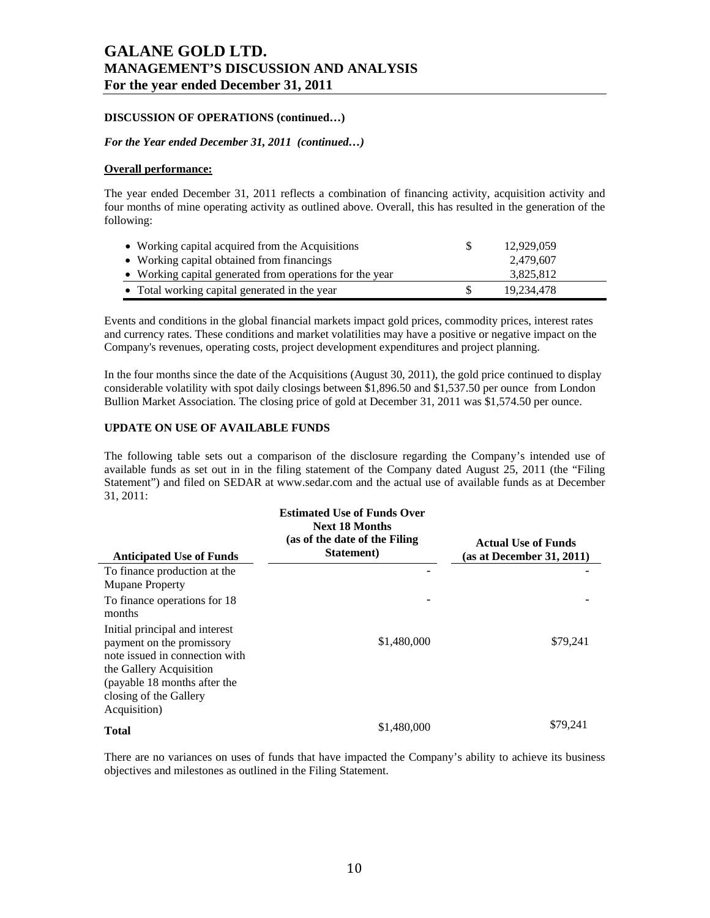**DISCUSSION OF OPERATIONS (continued…)**

***For the Year ended December 31, 2011 (continued…)***

**Overall performance:**

The year ended December 31, 2011 reflects a combination of financing activity, acquisition activity and four months of mine operating activity as outlined above. Overall, this has resulted in the generation of the following:

| | | |
|---|---|---|
| • Working capital acquired from the Acquisitions | $ | 12,929,059 |
| • Working capital obtained from financings | | 2,479,607 |
| • Working capital generated from operations for the year | | 3,825,812 |
| • Total working capital generated in the year | $ | 19,234,478 |

Events and conditions in the global financial markets impact gold prices, commodity prices, interest rates and currency rates. These conditions and market volatilities may have a positive or negative impact on the Company's revenues, operating costs, project development expenditures and project planning.

In the four months since the date of the Acquisitions (August 30, 2011), the gold price continued to display considerable volatility with spot daily closings between $1,896.50 and $1,537.50 per ounce from London Bullion Market Association. The closing price of gold at December 31, 2011 was $1,574.50 per ounce.

**UPDATE ON USE OF AVAILABLE FUNDS**

The following table sets out a comparison of the disclosure regarding the Company's intended use of available funds as set out in in the filing statement of the Company dated August 25, 2011 (the "Filing Statement") and filed on SEDAR at www.sedar.com and the actual use of available funds as at December 31, 2011:

| Anticipated Use of Funds | Estimated Use of Funds Over Next 18 Months (as of the date of the Filing Statement) | Actual Use of Funds (as at December 31, 2011) |
|---|---|---|
| To finance production at the Mupane Property | - | - |
| To finance operations for 18 months | - | - |
| Initial principal and interest payment on the promissory note issued in connection with the Gallery Acquisition (payable 18 months after the closing of the Gallery Acquisition) | $1,480,000 | $79,241 |
| **Total** | $1,480,000 | $79,241 |

There are no variances on uses of funds that have impacted the Company's ability to achieve its business objectives and milestones as outlined in the Filing Statement.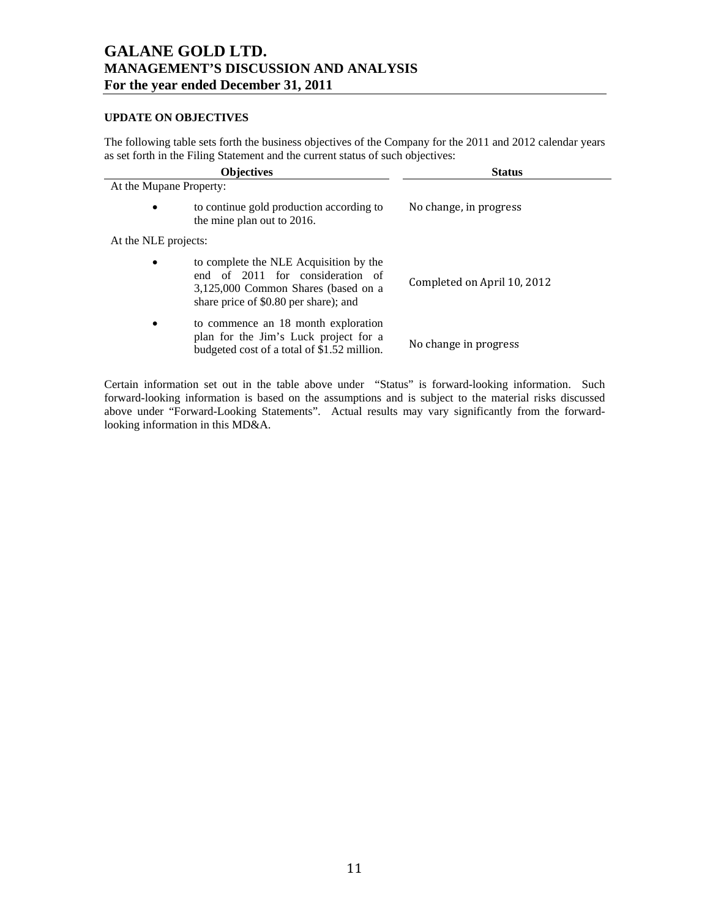## UPDATE ON OBJECTIVES

The following table sets forth the business objectives of the Company for the 2011 and 2012 calendar years as set forth in the Filing Statement and the current status of such objectives:

| Objectives | Status |
|---|---|
| At the Mupane Property: | |
| • to continue gold production according to the mine plan out to 2016. | No change, in progress |
| At the NLE projects: | |
| • to complete the NLE Acquisition by the end of 2011 for consideration of 3,125,000 Common Shares (based on a share price of $0.80 per share); and | Completed on April 10, 2012 |
| • to commence an 18 month exploration plan for the Jim's Luck project for a budgeted cost of a total of $1.52 million. | No change in progress |

Certain information set out in the table above under "Status" is forward-looking information. Such forward-looking information is based on the assumptions and is subject to the material risks discussed above under "Forward-Looking Statements". Actual results may vary significantly from the forward-looking information in this MD&A.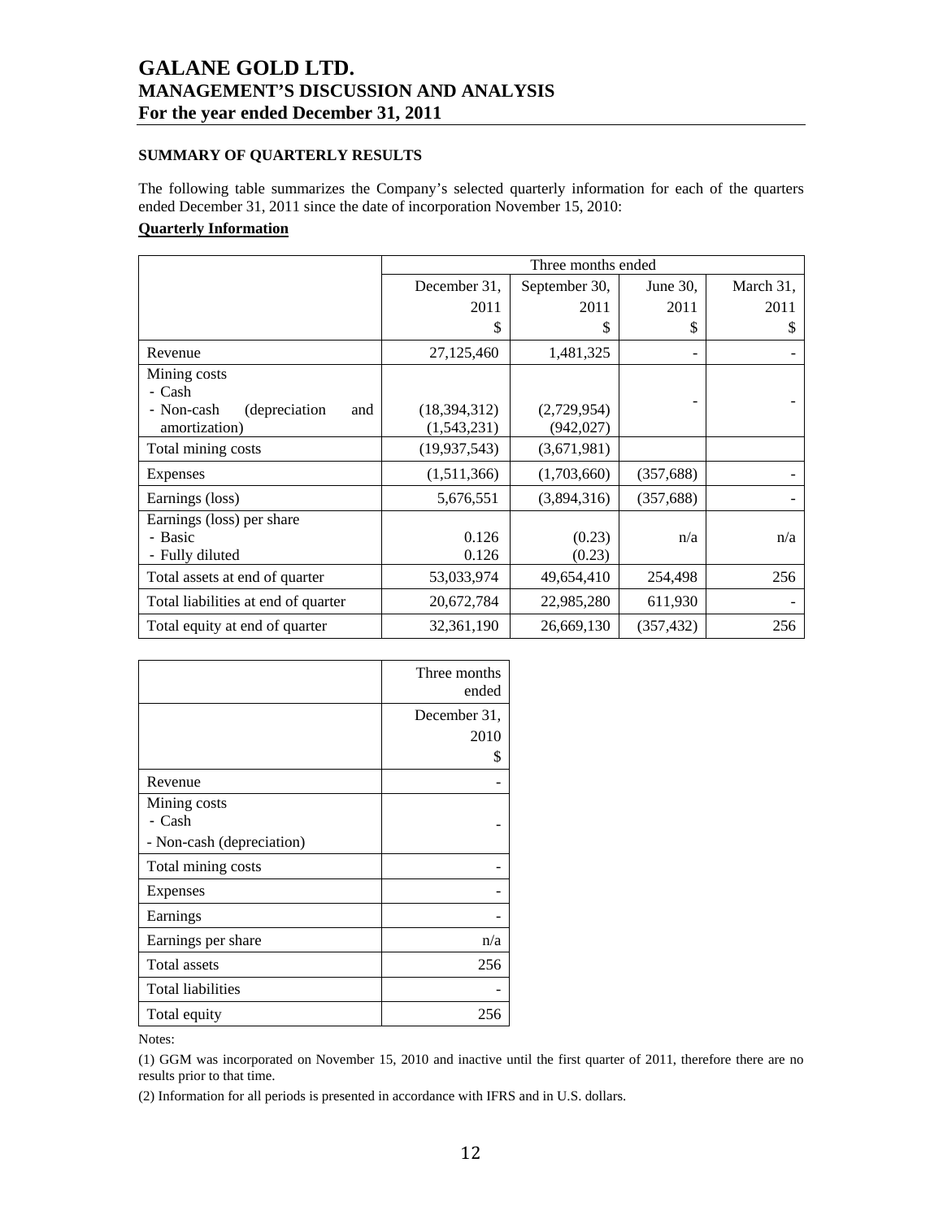### SUMMARY OF QUARTERLY RESULTS

The following table summarizes the Company's selected quarterly information for each of the quarters ended December 31, 2011 since the date of incorporation November 15, 2010:

**Quarterly Information**

| | Three months ended | | | |
|---|---|---|---|---|
| | December 31, 2011 $ | September 30, 2011 $ | June 30, 2011 $ | March 31, 2011 $ |
| Revenue | 27,125,460 | 1,481,325 | - | - |
| Mining costs<br>- Cash<br>- Non-cash (depreciation and amortization) | <br>(18,394,312)<br>(1,543,231) | <br>(2,729,954)<br>(942,027) | - | - |
| Total mining costs | (19,937,543) | (3,671,981) | | |
| Expenses | (1,511,366) | (1,703,660) | (357,688) | - |
| Earnings (loss) | 5,676,551 | (3,894,316) | (357,688) | - |
| Earnings (loss) per share<br>- Basic<br>- Fully diluted | <br>0.126<br>0.126 | <br>(0.23)<br>(0.23) | n/a | n/a |
| Total assets at end of quarter | 53,033,974 | 49,654,410 | 254,498 | 256 |
| Total liabilities at end of quarter | 20,672,784 | 22,985,280 | 611,930 | - |
| Total equity at end of quarter | 32,361,190 | 26,669,130 | (357,432) | 256 |

| | Three months ended |
|---|---|
| | December 31, 2010 $ |
| Revenue | - |
| Mining costs<br>- Cash<br>- Non-cash (depreciation) | - |
| Total mining costs | - |
| Expenses | - |
| Earnings | - |
| Earnings per share | n/a |
| Total assets | 256 |
| Total liabilities | - |
| Total equity | 256 |

Notes:

(1) GGM was incorporated on November 15, 2010 and inactive until the first quarter of 2011, therefore there are no results prior to that time.

(2) Information for all periods is presented in accordance with IFRS and in U.S. dollars.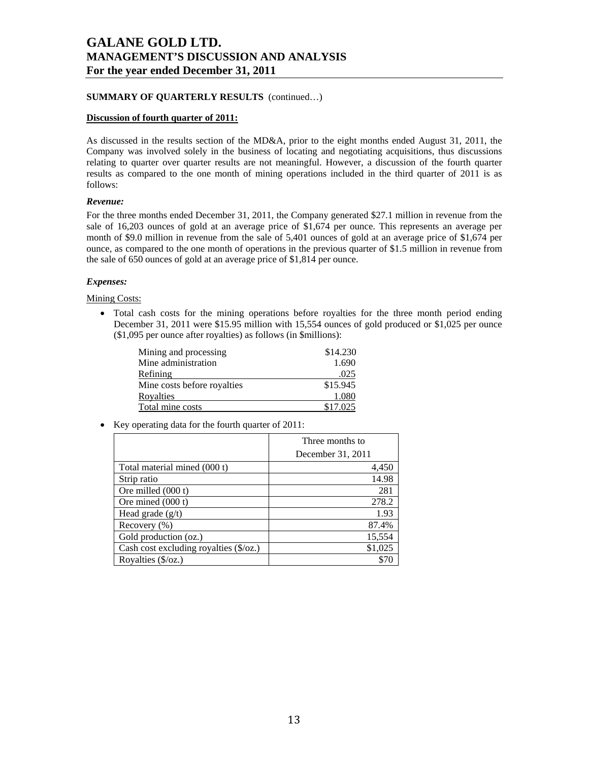**SUMMARY OF QUARTERLY RESULTS** (continued…)

**Discussion of fourth quarter of 2011:**

As discussed in the results section of the MD&A, prior to the eight months ended August 31, 2011, the Company was involved solely in the business of locating and negotiating acquisitions, thus discussions relating to quarter over quarter results are not meaningful. However, a discussion of the fourth quarter results as compared to the one month of mining operations included in the third quarter of 2011 is as follows:

***Revenue:***

For the three months ended December 31, 2011, the Company generated $27.1 million in revenue from the sale of 16,203 ounces of gold at an average price of $1,674 per ounce. This represents an average per month of $9.0 million in revenue from the sale of 5,401 ounces of gold at an average price of $1,674 per ounce, as compared to the one month of operations in the previous quarter of $1.5 million in revenue from the sale of 650 ounces of gold at an average price of $1,814 per ounce.

***Expenses:***

Mining Costs:

- Total cash costs for the mining operations before royalties for the three month period ending December 31, 2011 were $15.95 million with 15,554 ounces of gold produced or $1,025 per ounce ($1,095 per ounce after royalties) as follows (in $millions):

| | |
|---|---:|
| Mining and processing | $14.230 |
| Mine administration | 1.690 |
| Refining | .025 |
| Mine costs before royalties | $15.945 |
| Royalties | 1.080 |
| Total mine costs | $17.025 |

- Key operating data for the fourth quarter of 2011:

| | Three months to December 31, 2011 |
|---|---:|
| Total material mined (000 t) | 4,450 |
| Strip ratio | 14.98 |
| Ore milled (000 t) | 281 |
| Ore mined (000 t) | 278.2 |
| Head grade (g/t) | 1.93 |
| Recovery (%) | 87.4% |
| Gold production (oz.) | 15,554 |
| Cash cost excluding royalties ($/oz.) | $1,025 |
| Royalties ($/oz.) | $70 |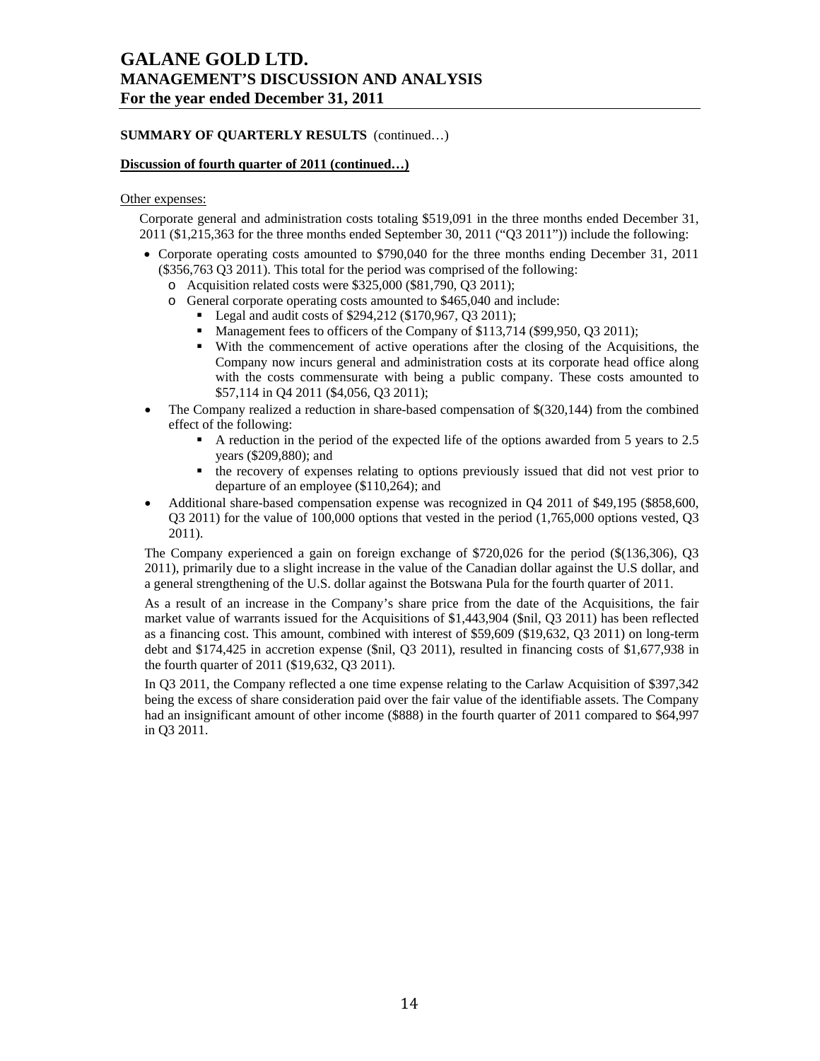## SUMMARY OF QUARTERLY RESULTS (continued…)

**Discussion of fourth quarter of 2011 (continued…)**

Other expenses:

Corporate general and administration costs totaling $519,091 in the three months ended December 31, 2011 ($1,215,363 for the three months ended September 30, 2011 ("Q3 2011")) include the following:

- Corporate operating costs amounted to $790,040 for the three months ending December 31, 2011 ($356,763 Q3 2011). This total for the period was comprised of the following:
  - Acquisition related costs were $325,000 ($81,790, Q3 2011);
  - General corporate operating costs amounted to $465,040 and include:
    - Legal and audit costs of $294,212 ($170,967, Q3 2011);
    - Management fees to officers of the Company of $113,714 ($99,950, Q3 2011);
    - With the commencement of active operations after the closing of the Acquisitions, the Company now incurs general and administration costs at its corporate head office along with the costs commensurate with being a public company. These costs amounted to $57,114 in Q4 2011 ($4,056, Q3 2011);
- The Company realized a reduction in share-based compensation of $(320,144) from the combined effect of the following:
  - A reduction in the period of the expected life of the options awarded from 5 years to 2.5 years ($209,880); and
  - the recovery of expenses relating to options previously issued that did not vest prior to departure of an employee ($110,264); and
- Additional share-based compensation expense was recognized in Q4 2011 of $49,195 ($858,600, Q3 2011) for the value of 100,000 options that vested in the period (1,765,000 options vested, Q3 2011).

The Company experienced a gain on foreign exchange of $720,026 for the period ($(136,306), Q3 2011), primarily due to a slight increase in the value of the Canadian dollar against the U.S dollar, and a general strengthening of the U.S. dollar against the Botswana Pula for the fourth quarter of 2011.

As a result of an increase in the Company's share price from the date of the Acquisitions, the fair market value of warrants issued for the Acquisitions of $1,443,904 ($nil, Q3 2011) has been reflected as a financing cost. This amount, combined with interest of $59,609 ($19,632, Q3 2011) on long-term debt and $174,425 in accretion expense ($nil, Q3 2011), resulted in financing costs of $1,677,938 in the fourth quarter of 2011 ($19,632, Q3 2011).

In Q3 2011, the Company reflected a one time expense relating to the Carlaw Acquisition of $397,342 being the excess of share consideration paid over the fair value of the identifiable assets. The Company had an insignificant amount of other income ($888) in the fourth quarter of 2011 compared to $64,997 in Q3 2011.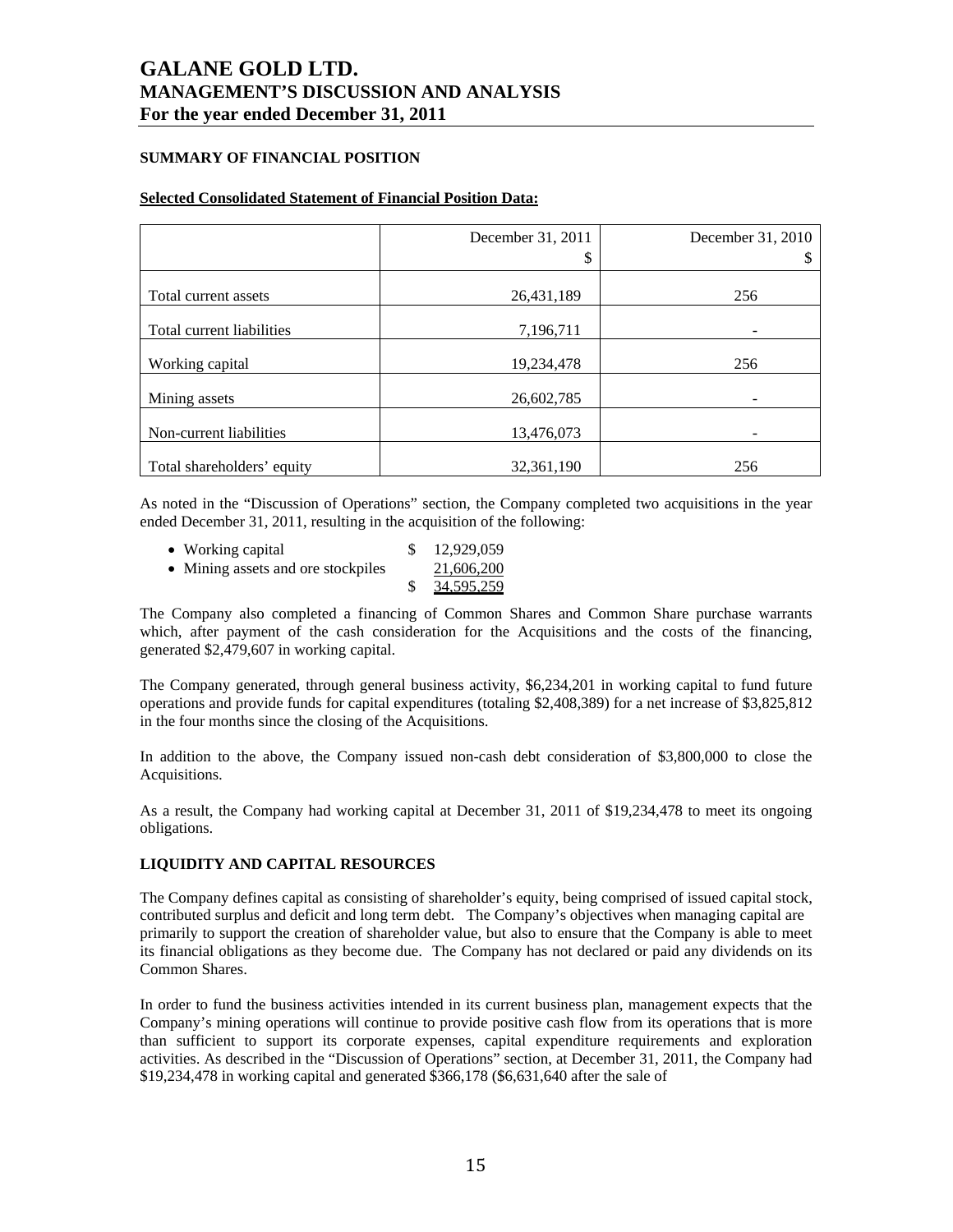## SUMMARY OF FINANCIAL POSITION

**Selected Consolidated Statement of Financial Position Data:**

| | December 31, 2011<br>$ | December 31, 2010<br>$ |
|---|---|---|
| Total current assets | 26,431,189 | 256 |
| Total current liabilities | 7,196,711 | - |
| Working capital | 19,234,478 | 256 |
| Mining assets | 26,602,785 | - |
| Non-current liabilities | 13,476,073 | - |
| Total shareholders' equity | 32,361,190 | 256 |

As noted in the "Discussion of Operations" section, the Company completed two acquisitions in the year ended December 31, 2011, resulting in the acquisition of the following:

| | | |
|---|---|---|
| • Working capital | $ | 12,929,059 |
| • Mining assets and ore stockpiles | | 21,606,200 |
| | $ | 34,595,259 |

The Company also completed a financing of Common Shares and Common Share purchase warrants which, after payment of the cash consideration for the Acquisitions and the costs of the financing, generated $2,479,607 in working capital.

The Company generated, through general business activity, $6,234,201 in working capital to fund future operations and provide funds for capital expenditures (totaling $2,408,389) for a net increase of $3,825,812 in the four months since the closing of the Acquisitions.

In addition to the above, the Company issued non-cash debt consideration of $3,800,000 to close the Acquisitions.

As a result, the Company had working capital at December 31, 2011 of $19,234,478 to meet its ongoing obligations.

## LIQUIDITY AND CAPITAL RESOURCES

The Company defines capital as consisting of shareholder's equity, being comprised of issued capital stock, contributed surplus and deficit and long term debt. The Company's objectives when managing capital are primarily to support the creation of shareholder value, but also to ensure that the Company is able to meet its financial obligations as they become due. The Company has not declared or paid any dividends on its Common Shares.

In order to fund the business activities intended in its current business plan, management expects that the Company's mining operations will continue to provide positive cash flow from its operations that is more than sufficient to support its corporate expenses, capital expenditure requirements and exploration activities. As described in the "Discussion of Operations" section, at December 31, 2011, the Company had $19,234,478 in working capital and generated $366,178 ($6,631,640 after the sale of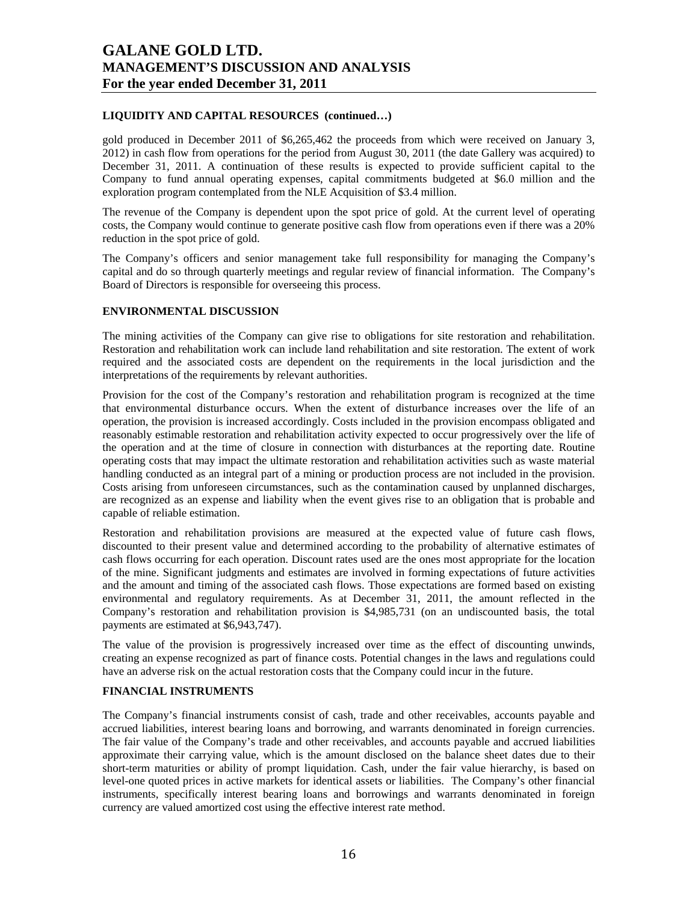### LIQUIDITY AND CAPITAL RESOURCES (continued…)

gold produced in December 2011 of $6,265,462 the proceeds from which were received on January 3, 2012) in cash flow from operations for the period from August 30, 2011 (the date Gallery was acquired) to December 31, 2011. A continuation of these results is expected to provide sufficient capital to the Company to fund annual operating expenses, capital commitments budgeted at $6.0 million and the exploration program contemplated from the NLE Acquisition of $3.4 million.

The revenue of the Company is dependent upon the spot price of gold. At the current level of operating costs, the Company would continue to generate positive cash flow from operations even if there was a 20% reduction in the spot price of gold.

The Company's officers and senior management take full responsibility for managing the Company's capital and do so through quarterly meetings and regular review of financial information. The Company's Board of Directors is responsible for overseeing this process.

### ENVIRONMENTAL DISCUSSION

The mining activities of the Company can give rise to obligations for site restoration and rehabilitation. Restoration and rehabilitation work can include land rehabilitation and site restoration. The extent of work required and the associated costs are dependent on the requirements in the local jurisdiction and the interpretations of the requirements by relevant authorities.

Provision for the cost of the Company's restoration and rehabilitation program is recognized at the time that environmental disturbance occurs. When the extent of disturbance increases over the life of an operation, the provision is increased accordingly. Costs included in the provision encompass obligated and reasonably estimable restoration and rehabilitation activity expected to occur progressively over the life of the operation and at the time of closure in connection with disturbances at the reporting date. Routine operating costs that may impact the ultimate restoration and rehabilitation activities such as waste material handling conducted as an integral part of a mining or production process are not included in the provision. Costs arising from unforeseen circumstances, such as the contamination caused by unplanned discharges, are recognized as an expense and liability when the event gives rise to an obligation that is probable and capable of reliable estimation.

Restoration and rehabilitation provisions are measured at the expected value of future cash flows, discounted to their present value and determined according to the probability of alternative estimates of cash flows occurring for each operation. Discount rates used are the ones most appropriate for the location of the mine. Significant judgments and estimates are involved in forming expectations of future activities and the amount and timing of the associated cash flows. Those expectations are formed based on existing environmental and regulatory requirements. As at December 31, 2011, the amount reflected in the Company's restoration and rehabilitation provision is $4,985,731 (on an undiscounted basis, the total payments are estimated at $6,943,747).

The value of the provision is progressively increased over time as the effect of discounting unwinds, creating an expense recognized as part of finance costs. Potential changes in the laws and regulations could have an adverse risk on the actual restoration costs that the Company could incur in the future.

### FINANCIAL INSTRUMENTS

The Company's financial instruments consist of cash, trade and other receivables, accounts payable and accrued liabilities, interest bearing loans and borrowing, and warrants denominated in foreign currencies. The fair value of the Company's trade and other receivables, and accounts payable and accrued liabilities approximate their carrying value, which is the amount disclosed on the balance sheet dates due to their short-term maturities or ability of prompt liquidation. Cash, under the fair value hierarchy, is based on level-one quoted prices in active markets for identical assets or liabilities. The Company's other financial instruments, specifically interest bearing loans and borrowings and warrants denominated in foreign currency are valued amortized cost using the effective interest rate method.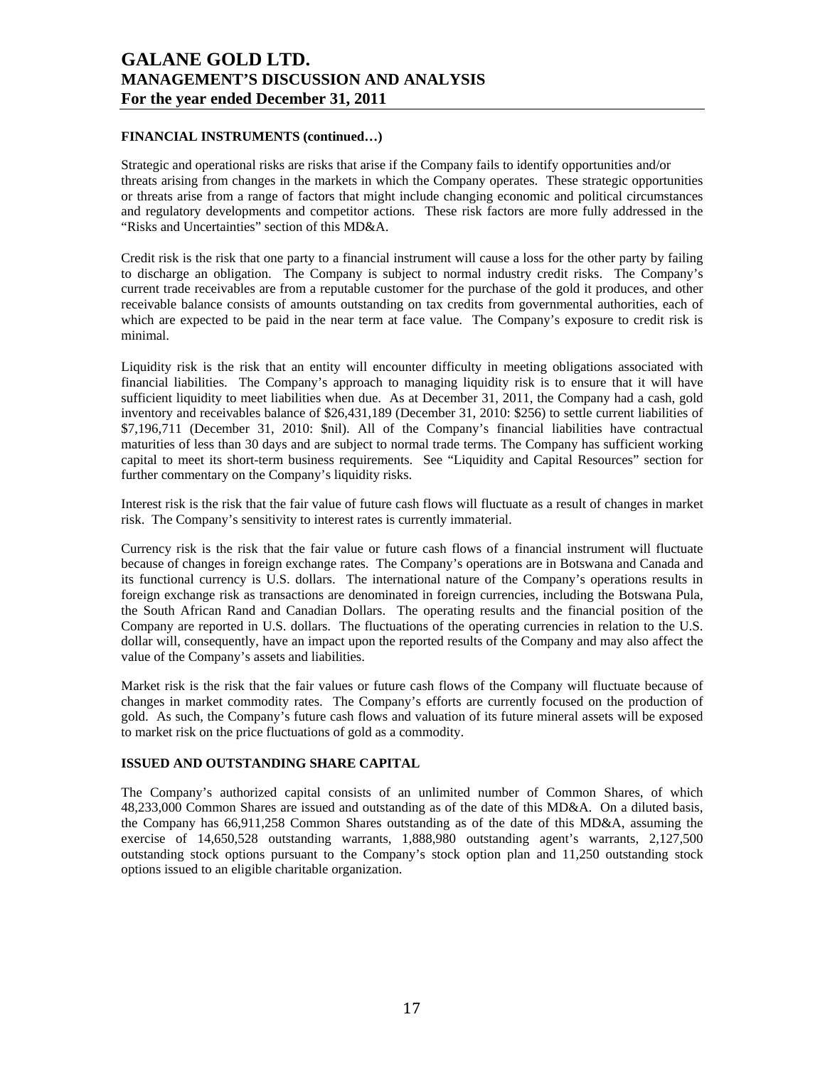## FINANCIAL INSTRUMENTS (continued…)

Strategic and operational risks are risks that arise if the Company fails to identify opportunities and/or threats arising from changes in the markets in which the Company operates. These strategic opportunities or threats arise from a range of factors that might include changing economic and political circumstances and regulatory developments and competitor actions. These risk factors are more fully addressed in the "Risks and Uncertainties" section of this MD&A.

Credit risk is the risk that one party to a financial instrument will cause a loss for the other party by failing to discharge an obligation. The Company is subject to normal industry credit risks. The Company's current trade receivables are from a reputable customer for the purchase of the gold it produces, and other receivable balance consists of amounts outstanding on tax credits from governmental authorities, each of which are expected to be paid in the near term at face value. The Company's exposure to credit risk is minimal.

Liquidity risk is the risk that an entity will encounter difficulty in meeting obligations associated with financial liabilities. The Company's approach to managing liquidity risk is to ensure that it will have sufficient liquidity to meet liabilities when due. As at December 31, 2011, the Company had a cash, gold inventory and receivables balance of $26,431,189 (December 31, 2010: $256) to settle current liabilities of $7,196,711 (December 31, 2010: $nil). All of the Company's financial liabilities have contractual maturities of less than 30 days and are subject to normal trade terms. The Company has sufficient working capital to meet its short-term business requirements. See "Liquidity and Capital Resources" section for further commentary on the Company's liquidity risks.

Interest risk is the risk that the fair value of future cash flows will fluctuate as a result of changes in market risk. The Company's sensitivity to interest rates is currently immaterial.

Currency risk is the risk that the fair value or future cash flows of a financial instrument will fluctuate because of changes in foreign exchange rates. The Company's operations are in Botswana and Canada and its functional currency is U.S. dollars. The international nature of the Company's operations results in foreign exchange risk as transactions are denominated in foreign currencies, including the Botswana Pula, the South African Rand and Canadian Dollars. The operating results and the financial position of the Company are reported in U.S. dollars. The fluctuations of the operating currencies in relation to the U.S. dollar will, consequently, have an impact upon the reported results of the Company and may also affect the value of the Company's assets and liabilities.

Market risk is the risk that the fair values or future cash flows of the Company will fluctuate because of changes in market commodity rates. The Company's efforts are currently focused on the production of gold. As such, the Company's future cash flows and valuation of its future mineral assets will be exposed to market risk on the price fluctuations of gold as a commodity.

## ISSUED AND OUTSTANDING SHARE CAPITAL

The Company's authorized capital consists of an unlimited number of Common Shares, of which 48,233,000 Common Shares are issued and outstanding as of the date of this MD&A. On a diluted basis, the Company has 66,911,258 Common Shares outstanding as of the date of this MD&A, assuming the exercise of 14,650,528 outstanding warrants, 1,888,980 outstanding agent's warrants, 2,127,500 outstanding stock options pursuant to the Company's stock option plan and 11,250 outstanding stock options issued to an eligible charitable organization.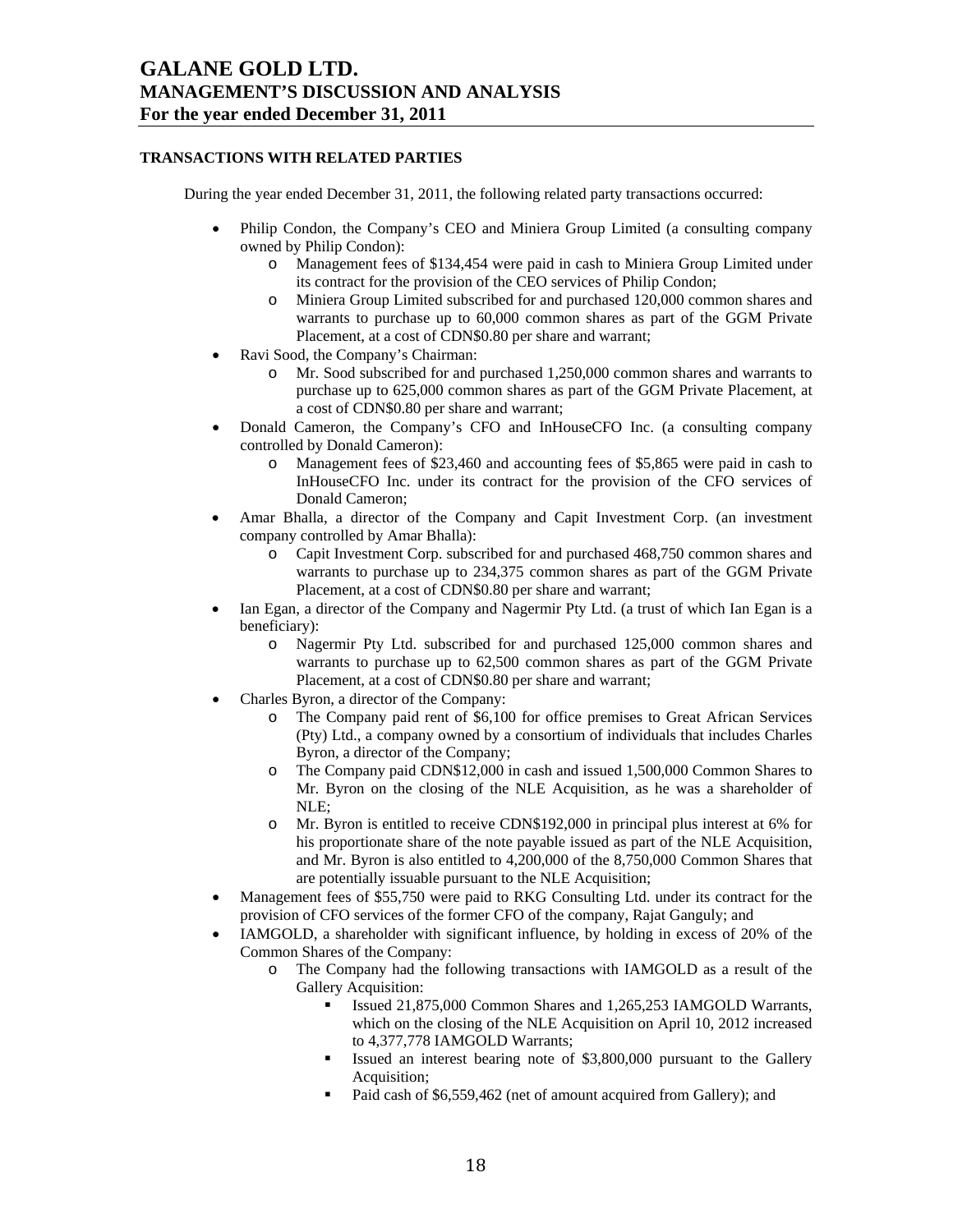## TRANSACTIONS WITH RELATED PARTIES

During the year ended December 31, 2011, the following related party transactions occurred:

- Philip Condon, the Company's CEO and Miniera Group Limited (a consulting company owned by Philip Condon):
  - Management fees of $134,454 were paid in cash to Miniera Group Limited under its contract for the provision of the CEO services of Philip Condon;
  - Miniera Group Limited subscribed for and purchased 120,000 common shares and warrants to purchase up to 60,000 common shares as part of the GGM Private Placement, at a cost of CDN$0.80 per share and warrant;
- Ravi Sood, the Company's Chairman:
  - Mr. Sood subscribed for and purchased 1,250,000 common shares and warrants to purchase up to 625,000 common shares as part of the GGM Private Placement, at a cost of CDN$0.80 per share and warrant;
- Donald Cameron, the Company's CFO and InHouseCFO Inc. (a consulting company controlled by Donald Cameron):
  - Management fees of $23,460 and accounting fees of $5,865 were paid in cash to InHouseCFO Inc. under its contract for the provision of the CFO services of Donald Cameron;
- Amar Bhalla, a director of the Company and Capit Investment Corp. (an investment company controlled by Amar Bhalla):
  - Capit Investment Corp. subscribed for and purchased 468,750 common shares and warrants to purchase up to 234,375 common shares as part of the GGM Private Placement, at a cost of CDN$0.80 per share and warrant;
- Ian Egan, a director of the Company and Nagermir Pty Ltd. (a trust of which Ian Egan is a beneficiary):
  - Nagermir Pty Ltd. subscribed for and purchased 125,000 common shares and warrants to purchase up to 62,500 common shares as part of the GGM Private Placement, at a cost of CDN$0.80 per share and warrant;
- Charles Byron, a director of the Company:
  - The Company paid rent of $6,100 for office premises to Great African Services (Pty) Ltd., a company owned by a consortium of individuals that includes Charles Byron, a director of the Company;
  - The Company paid CDN$12,000 in cash and issued 1,500,000 Common Shares to Mr. Byron on the closing of the NLE Acquisition, as he was a shareholder of NLE;
  - Mr. Byron is entitled to receive CDN$192,000 in principal plus interest at 6% for his proportionate share of the note payable issued as part of the NLE Acquisition, and Mr. Byron is also entitled to 4,200,000 of the 8,750,000 Common Shares that are potentially issuable pursuant to the NLE Acquisition;
- Management fees of $55,750 were paid to RKG Consulting Ltd. under its contract for the provision of CFO services of the former CFO of the company, Rajat Ganguly; and
- IAMGOLD, a shareholder with significant influence, by holding in excess of 20% of the Common Shares of the Company:
  - The Company had the following transactions with IAMGOLD as a result of the Gallery Acquisition:
    - Issued 21,875,000 Common Shares and 1,265,253 IAMGOLD Warrants, which on the closing of the NLE Acquisition on April 10, 2012 increased to 4,377,778 IAMGOLD Warrants;
    - Issued an interest bearing note of $3,800,000 pursuant to the Gallery Acquisition;
    - Paid cash of $6,559,462 (net of amount acquired from Gallery); and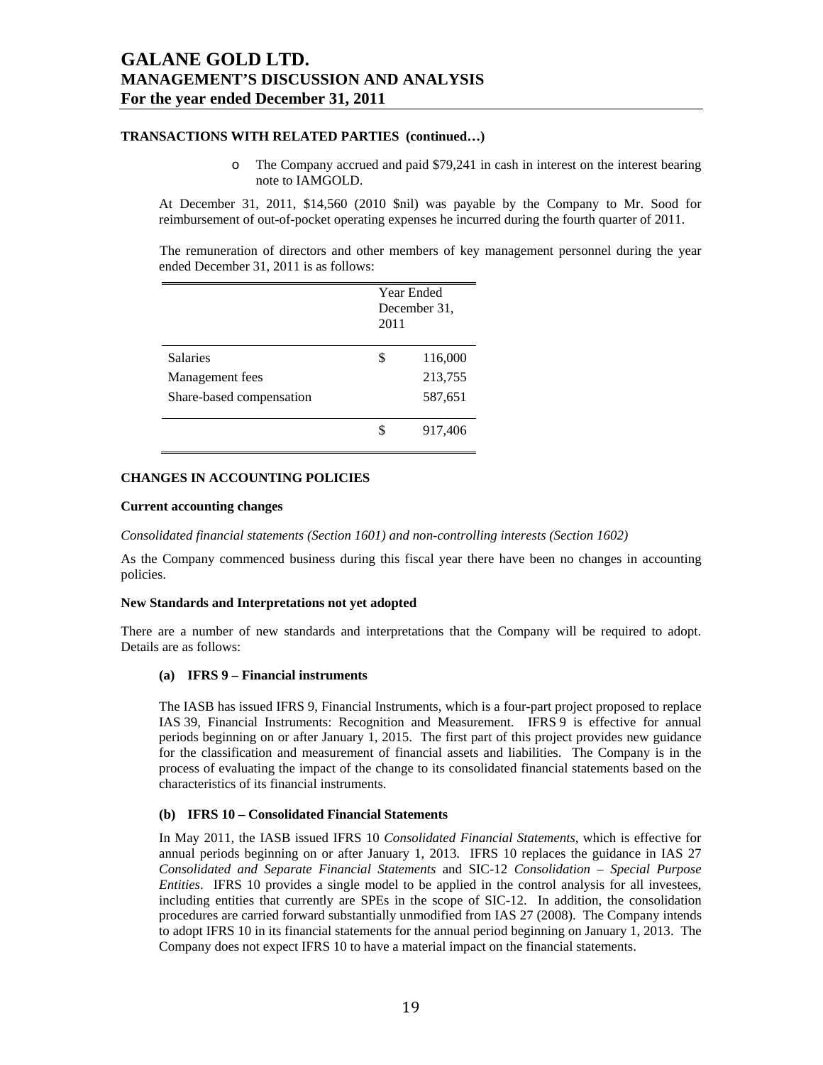### TRANSACTIONS WITH RELATED PARTIES (continued…)

- The Company accrued and paid $79,241 in cash in interest on the interest bearing note to IAMGOLD.

At December 31, 2011, $14,560 (2010 $nil) was payable by the Company to Mr. Sood for reimbursement of out-of-pocket operating expenses he incurred during the fourth quarter of 2011.

The remuneration of directors and other members of key management personnel during the year ended December 31, 2011 is as follows:

| | Year Ended December 31, 2011 |
|---|---|
| Salaries | $ 116,000 |
| Management fees | 213,755 |
| Share-based compensation | 587,651 |
| | $ 917,406 |

### CHANGES IN ACCOUNTING POLICIES

**Current accounting changes**

*Consolidated financial statements (Section 1601) and non-controlling interests (Section 1602)*

As the Company commenced business during this fiscal year there have been no changes in accounting policies.

**New Standards and Interpretations not yet adopted**

There are a number of new standards and interpretations that the Company will be required to adopt. Details are as follows:

**(a) IFRS 9 – Financial instruments**

The IASB has issued IFRS 9, Financial Instruments, which is a four-part project proposed to replace IAS 39, Financial Instruments: Recognition and Measurement. IFRS 9 is effective for annual periods beginning on or after January 1, 2015. The first part of this project provides new guidance for the classification and measurement of financial assets and liabilities. The Company is in the process of evaluating the impact of the change to its consolidated financial statements based on the characteristics of its financial instruments.

**(b) IFRS 10 – Consolidated Financial Statements**

In May 2011, the IASB issued IFRS 10 *Consolidated Financial Statements*, which is effective for annual periods beginning on or after January 1, 2013. IFRS 10 replaces the guidance in IAS 27 *Consolidated and Separate Financial Statements* and SIC-12 *Consolidation – Special Purpose Entities*. IFRS 10 provides a single model to be applied in the control analysis for all investees, including entities that currently are SPEs in the scope of SIC-12. In addition, the consolidation procedures are carried forward substantially unmodified from IAS 27 (2008). The Company intends to adopt IFRS 10 in its financial statements for the annual period beginning on January 1, 2013. The Company does not expect IFRS 10 to have a material impact on the financial statements.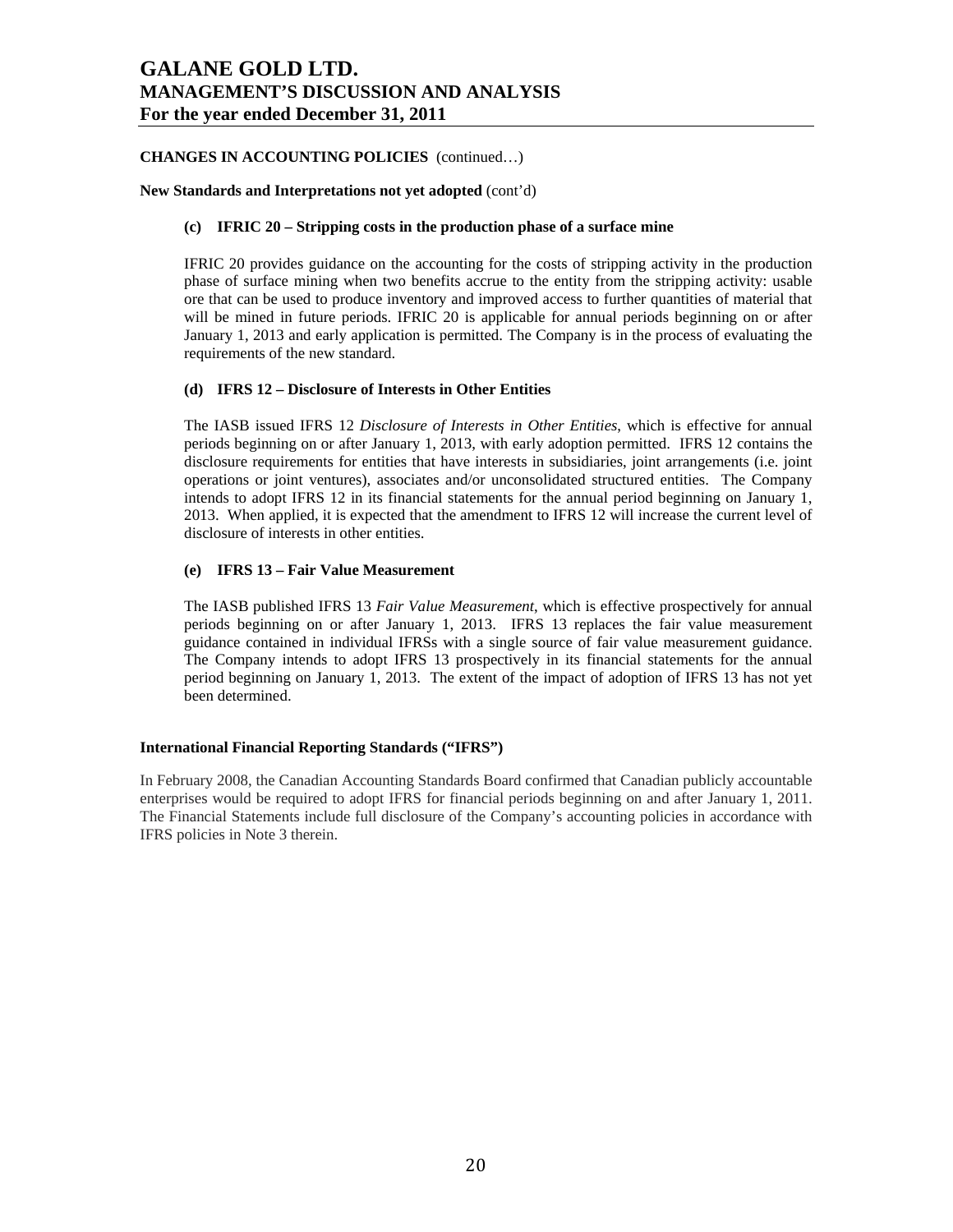**CHANGES IN ACCOUNTING POLICIES** (continued…)

**New Standards and Interpretations not yet adopted** (cont'd)

**(c) IFRIC 20 – Stripping costs in the production phase of a surface mine**

IFRIC 20 provides guidance on the accounting for the costs of stripping activity in the production phase of surface mining when two benefits accrue to the entity from the stripping activity: usable ore that can be used to produce inventory and improved access to further quantities of material that will be mined in future periods. IFRIC 20 is applicable for annual periods beginning on or after January 1, 2013 and early application is permitted. The Company is in the process of evaluating the requirements of the new standard.

**(d) IFRS 12 – Disclosure of Interests in Other Entities**

The IASB issued IFRS 12 *Disclosure of Interests in Other Entities*, which is effective for annual periods beginning on or after January 1, 2013, with early adoption permitted. IFRS 12 contains the disclosure requirements for entities that have interests in subsidiaries, joint arrangements (i.e. joint operations or joint ventures), associates and/or unconsolidated structured entities. The Company intends to adopt IFRS 12 in its financial statements for the annual period beginning on January 1, 2013. When applied, it is expected that the amendment to IFRS 12 will increase the current level of disclosure of interests in other entities.

**(e) IFRS 13 – Fair Value Measurement**

The IASB published IFRS 13 *Fair Value Measurement*, which is effective prospectively for annual periods beginning on or after January 1, 2013. IFRS 13 replaces the fair value measurement guidance contained in individual IFRSs with a single source of fair value measurement guidance. The Company intends to adopt IFRS 13 prospectively in its financial statements for the annual period beginning on January 1, 2013. The extent of the impact of adoption of IFRS 13 has not yet been determined.

**International Financial Reporting Standards ("IFRS")**

In February 2008, the Canadian Accounting Standards Board confirmed that Canadian publicly accountable enterprises would be required to adopt IFRS for financial periods beginning on and after January 1, 2011. The Financial Statements include full disclosure of the Company's accounting policies in accordance with IFRS policies in Note 3 therein.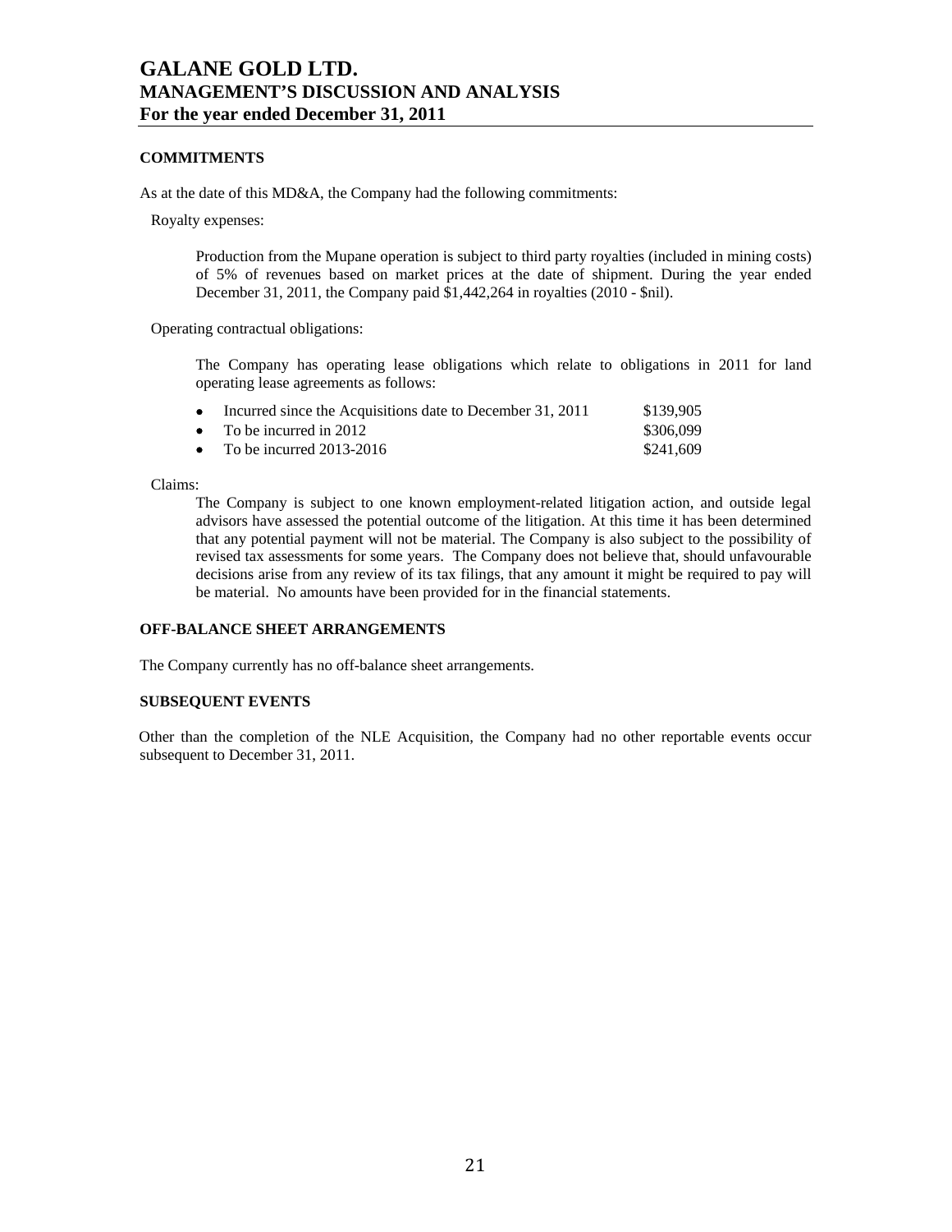## COMMITMENTS

As at the date of this MD&A, the Company had the following commitments:

Royalty expenses:

Production from the Mupane operation is subject to third party royalties (included in mining costs) of 5% of revenues based on market prices at the date of shipment. During the year ended December 31, 2011, the Company paid $1,442,264 in royalties (2010 - $nil).

Operating contractual obligations:

The Company has operating lease obligations which relate to obligations in 2011 for land operating lease agreements as follows:

| | |
|---|---|
| • Incurred since the Acquisitions date to December 31, 2011 | $139,905 |
| • To be incurred in 2012 | $306,099 |
| • To be incurred 2013-2016 | $241,609 |

Claims:

The Company is subject to one known employment-related litigation action, and outside legal advisors have assessed the potential outcome of the litigation. At this time it has been determined that any potential payment will not be material. The Company is also subject to the possibility of revised tax assessments for some years. The Company does not believe that, should unfavourable decisions arise from any review of its tax filings, that any amount it might be required to pay will be material. No amounts have been provided for in the financial statements.

## OFF-BALANCE SHEET ARRANGEMENTS

The Company currently has no off-balance sheet arrangements.

## SUBSEQUENT EVENTS

Other than the completion of the NLE Acquisition, the Company had no other reportable events occur subsequent to December 31, 2011.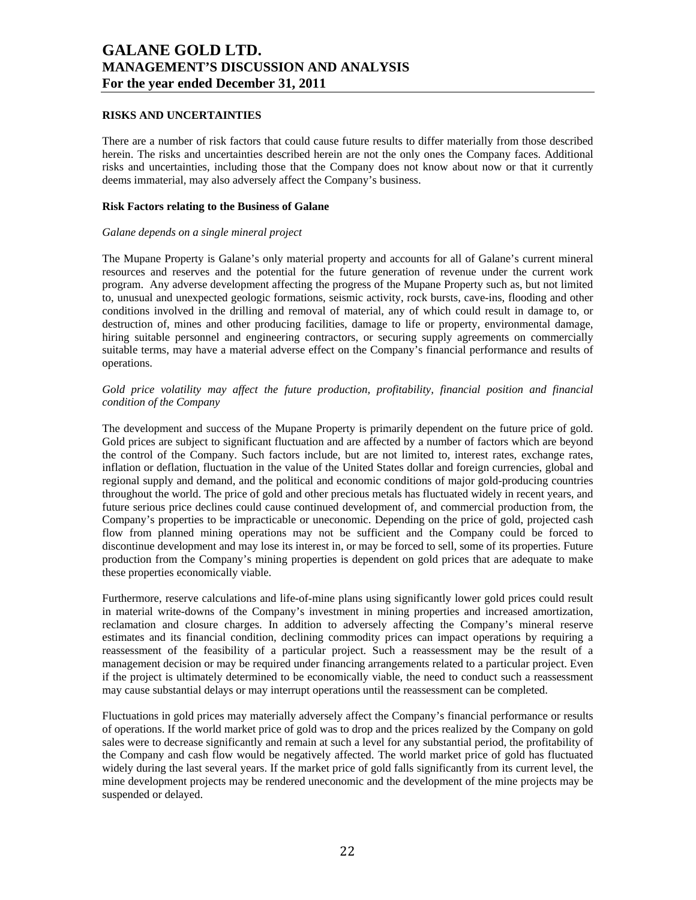## RISKS AND UNCERTAINTIES

There are a number of risk factors that could cause future results to differ materially from those described herein. The risks and uncertainties described herein are not the only ones the Company faces. Additional risks and uncertainties, including those that the Company does not know about now or that it currently deems immaterial, may also adversely affect the Company's business.

### Risk Factors relating to the Business of Galane

*Galane depends on a single mineral project*

The Mupane Property is Galane's only material property and accounts for all of Galane's current mineral resources and reserves and the potential for the future generation of revenue under the current work program. Any adverse development affecting the progress of the Mupane Property such as, but not limited to, unusual and unexpected geologic formations, seismic activity, rock bursts, cave-ins, flooding and other conditions involved in the drilling and removal of material, any of which could result in damage to, or destruction of, mines and other producing facilities, damage to life or property, environmental damage, hiring suitable personnel and engineering contractors, or securing supply agreements on commercially suitable terms, may have a material adverse effect on the Company's financial performance and results of operations.

*Gold price volatility may affect the future production, profitability, financial position and financial condition of the Company*

The development and success of the Mupane Property is primarily dependent on the future price of gold. Gold prices are subject to significant fluctuation and are affected by a number of factors which are beyond the control of the Company. Such factors include, but are not limited to, interest rates, exchange rates, inflation or deflation, fluctuation in the value of the United States dollar and foreign currencies, global and regional supply and demand, and the political and economic conditions of major gold-producing countries throughout the world. The price of gold and other precious metals has fluctuated widely in recent years, and future serious price declines could cause continued development of, and commercial production from, the Company's properties to be impracticable or uneconomic. Depending on the price of gold, projected cash flow from planned mining operations may not be sufficient and the Company could be forced to discontinue development and may lose its interest in, or may be forced to sell, some of its properties. Future production from the Company's mining properties is dependent on gold prices that are adequate to make these properties economically viable.

Furthermore, reserve calculations and life-of-mine plans using significantly lower gold prices could result in material write-downs of the Company's investment in mining properties and increased amortization, reclamation and closure charges. In addition to adversely affecting the Company's mineral reserve estimates and its financial condition, declining commodity prices can impact operations by requiring a reassessment of the feasibility of a particular project. Such a reassessment may be the result of a management decision or may be required under financing arrangements related to a particular project. Even if the project is ultimately determined to be economically viable, the need to conduct such a reassessment may cause substantial delays or may interrupt operations until the reassessment can be completed.

Fluctuations in gold prices may materially adversely affect the Company's financial performance or results of operations. If the world market price of gold was to drop and the prices realized by the Company on gold sales were to decrease significantly and remain at such a level for any substantial period, the profitability of the Company and cash flow would be negatively affected. The world market price of gold has fluctuated widely during the last several years. If the market price of gold falls significantly from its current level, the mine development projects may be rendered uneconomic and the development of the mine projects may be suspended or delayed.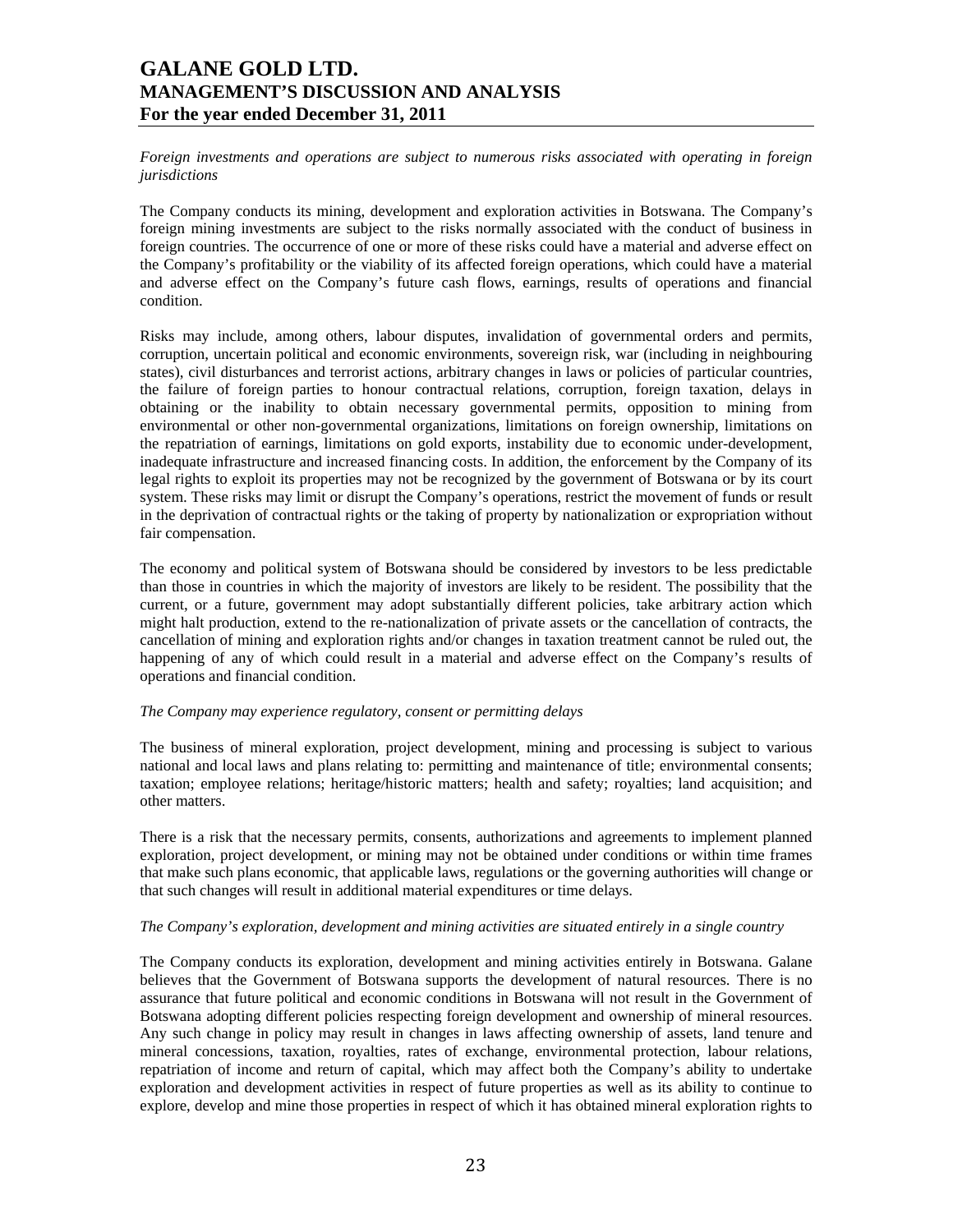*Foreign investments and operations are subject to numerous risks associated with operating in foreign jurisdictions*

The Company conducts its mining, development and exploration activities in Botswana. The Company's foreign mining investments are subject to the risks normally associated with the conduct of business in foreign countries. The occurrence of one or more of these risks could have a material and adverse effect on the Company's profitability or the viability of its affected foreign operations, which could have a material and adverse effect on the Company's future cash flows, earnings, results of operations and financial condition.

Risks may include, among others, labour disputes, invalidation of governmental orders and permits, corruption, uncertain political and economic environments, sovereign risk, war (including in neighbouring states), civil disturbances and terrorist actions, arbitrary changes in laws or policies of particular countries, the failure of foreign parties to honour contractual relations, corruption, foreign taxation, delays in obtaining or the inability to obtain necessary governmental permits, opposition to mining from environmental or other non-governmental organizations, limitations on foreign ownership, limitations on the repatriation of earnings, limitations on gold exports, instability due to economic under-development, inadequate infrastructure and increased financing costs. In addition, the enforcement by the Company of its legal rights to exploit its properties may not be recognized by the government of Botswana or by its court system. These risks may limit or disrupt the Company's operations, restrict the movement of funds or result in the deprivation of contractual rights or the taking of property by nationalization or expropriation without fair compensation.

The economy and political system of Botswana should be considered by investors to be less predictable than those in countries in which the majority of investors are likely to be resident. The possibility that the current, or a future, government may adopt substantially different policies, take arbitrary action which might halt production, extend to the re-nationalization of private assets or the cancellation of contracts, the cancellation of mining and exploration rights and/or changes in taxation treatment cannot be ruled out, the happening of any of which could result in a material and adverse effect on the Company's results of operations and financial condition.

*The Company may experience regulatory, consent or permitting delays*

The business of mineral exploration, project development, mining and processing is subject to various national and local laws and plans relating to: permitting and maintenance of title; environmental consents; taxation; employee relations; heritage/historic matters; health and safety; royalties; land acquisition; and other matters.

There is a risk that the necessary permits, consents, authorizations and agreements to implement planned exploration, project development, or mining may not be obtained under conditions or within time frames that make such plans economic, that applicable laws, regulations or the governing authorities will change or that such changes will result in additional material expenditures or time delays.

*The Company's exploration, development and mining activities are situated entirely in a single country*

The Company conducts its exploration, development and mining activities entirely in Botswana. Galane believes that the Government of Botswana supports the development of natural resources. There is no assurance that future political and economic conditions in Botswana will not result in the Government of Botswana adopting different policies respecting foreign development and ownership of mineral resources. Any such change in policy may result in changes in laws affecting ownership of assets, land tenure and mineral concessions, taxation, royalties, rates of exchange, environmental protection, labour relations, repatriation of income and return of capital, which may affect both the Company's ability to undertake exploration and development activities in respect of future properties as well as its ability to continue to explore, develop and mine those properties in respect of which it has obtained mineral exploration rights to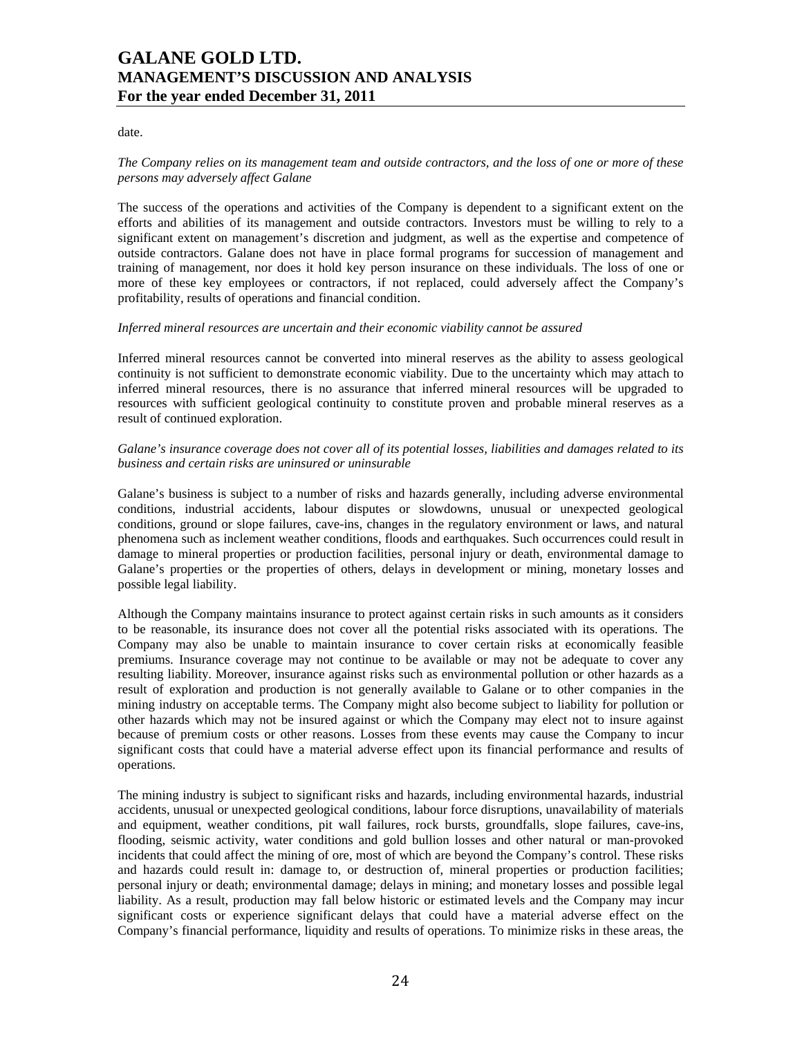date.

*The Company relies on its management team and outside contractors, and the loss of one or more of these persons may adversely affect Galane*

The success of the operations and activities of the Company is dependent to a significant extent on the efforts and abilities of its management and outside contractors. Investors must be willing to rely to a significant extent on management's discretion and judgment, as well as the expertise and competence of outside contractors. Galane does not have in place formal programs for succession of management and training of management, nor does it hold key person insurance on these individuals. The loss of one or more of these key employees or contractors, if not replaced, could adversely affect the Company's profitability, results of operations and financial condition.

*Inferred mineral resources are uncertain and their economic viability cannot be assured*

Inferred mineral resources cannot be converted into mineral reserves as the ability to assess geological continuity is not sufficient to demonstrate economic viability. Due to the uncertainty which may attach to inferred mineral resources, there is no assurance that inferred mineral resources will be upgraded to resources with sufficient geological continuity to constitute proven and probable mineral reserves as a result of continued exploration.

*Galane's insurance coverage does not cover all of its potential losses, liabilities and damages related to its business and certain risks are uninsured or uninsurable*

Galane's business is subject to a number of risks and hazards generally, including adverse environmental conditions, industrial accidents, labour disputes or slowdowns, unusual or unexpected geological conditions, ground or slope failures, cave-ins, changes in the regulatory environment or laws, and natural phenomena such as inclement weather conditions, floods and earthquakes. Such occurrences could result in damage to mineral properties or production facilities, personal injury or death, environmental damage to Galane's properties or the properties of others, delays in development or mining, monetary losses and possible legal liability.

Although the Company maintains insurance to protect against certain risks in such amounts as it considers to be reasonable, its insurance does not cover all the potential risks associated with its operations. The Company may also be unable to maintain insurance to cover certain risks at economically feasible premiums. Insurance coverage may not continue to be available or may not be adequate to cover any resulting liability. Moreover, insurance against risks such as environmental pollution or other hazards as a result of exploration and production is not generally available to Galane or to other companies in the mining industry on acceptable terms. The Company might also become subject to liability for pollution or other hazards which may not be insured against or which the Company may elect not to insure against because of premium costs or other reasons. Losses from these events may cause the Company to incur significant costs that could have a material adverse effect upon its financial performance and results of operations.

The mining industry is subject to significant risks and hazards, including environmental hazards, industrial accidents, unusual or unexpected geological conditions, labour force disruptions, unavailability of materials and equipment, weather conditions, pit wall failures, rock bursts, groundfalls, slope failures, cave-ins, flooding, seismic activity, water conditions and gold bullion losses and other natural or man-provoked incidents that could affect the mining of ore, most of which are beyond the Company's control. These risks and hazards could result in: damage to, or destruction of, mineral properties or production facilities; personal injury or death; environmental damage; delays in mining; and monetary losses and possible legal liability. As a result, production may fall below historic or estimated levels and the Company may incur significant costs or experience significant delays that could have a material adverse effect on the Company's financial performance, liquidity and results of operations. To minimize risks in these areas, the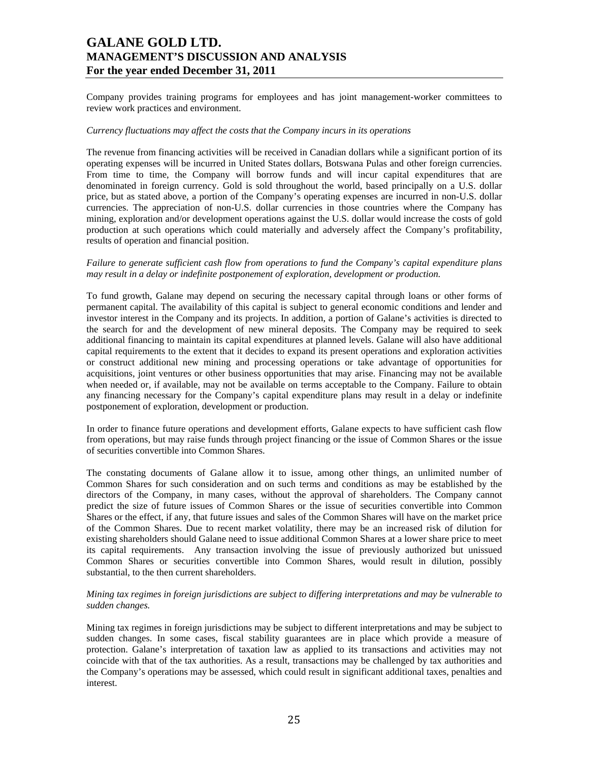Company provides training programs for employees and has joint management-worker committees to review work practices and environment.

*Currency fluctuations may affect the costs that the Company incurs in its operations*

The revenue from financing activities will be received in Canadian dollars while a significant portion of its operating expenses will be incurred in United States dollars, Botswana Pulas and other foreign currencies. From time to time, the Company will borrow funds and will incur capital expenditures that are denominated in foreign currency. Gold is sold throughout the world, based principally on a U.S. dollar price, but as stated above, a portion of the Company's operating expenses are incurred in non-U.S. dollar currencies. The appreciation of non-U.S. dollar currencies in those countries where the Company has mining, exploration and/or development operations against the U.S. dollar would increase the costs of gold production at such operations which could materially and adversely affect the Company's profitability, results of operation and financial position.

*Failure to generate sufficient cash flow from operations to fund the Company's capital expenditure plans may result in a delay or indefinite postponement of exploration, development or production.*

To fund growth, Galane may depend on securing the necessary capital through loans or other forms of permanent capital. The availability of this capital is subject to general economic conditions and lender and investor interest in the Company and its projects. In addition, a portion of Galane's activities is directed to the search for and the development of new mineral deposits. The Company may be required to seek additional financing to maintain its capital expenditures at planned levels. Galane will also have additional capital requirements to the extent that it decides to expand its present operations and exploration activities or construct additional new mining and processing operations or take advantage of opportunities for acquisitions, joint ventures or other business opportunities that may arise. Financing may not be available when needed or, if available, may not be available on terms acceptable to the Company. Failure to obtain any financing necessary for the Company's capital expenditure plans may result in a delay or indefinite postponement of exploration, development or production.

In order to finance future operations and development efforts, Galane expects to have sufficient cash flow from operations, but may raise funds through project financing or the issue of Common Shares or the issue of securities convertible into Common Shares.

The constating documents of Galane allow it to issue, among other things, an unlimited number of Common Shares for such consideration and on such terms and conditions as may be established by the directors of the Company, in many cases, without the approval of shareholders. The Company cannot predict the size of future issues of Common Shares or the issue of securities convertible into Common Shares or the effect, if any, that future issues and sales of the Common Shares will have on the market price of the Common Shares. Due to recent market volatility, there may be an increased risk of dilution for existing shareholders should Galane need to issue additional Common Shares at a lower share price to meet its capital requirements. Any transaction involving the issue of previously authorized but unissued Common Shares or securities convertible into Common Shares, would result in dilution, possibly substantial, to the then current shareholders.

*Mining tax regimes in foreign jurisdictions are subject to differing interpretations and may be vulnerable to sudden changes.*

Mining tax regimes in foreign jurisdictions may be subject to different interpretations and may be subject to sudden changes. In some cases, fiscal stability guarantees are in place which provide a measure of protection. Galane's interpretation of taxation law as applied to its transactions and activities may not coincide with that of the tax authorities. As a result, transactions may be challenged by tax authorities and the Company's operations may be assessed, which could result in significant additional taxes, penalties and interest.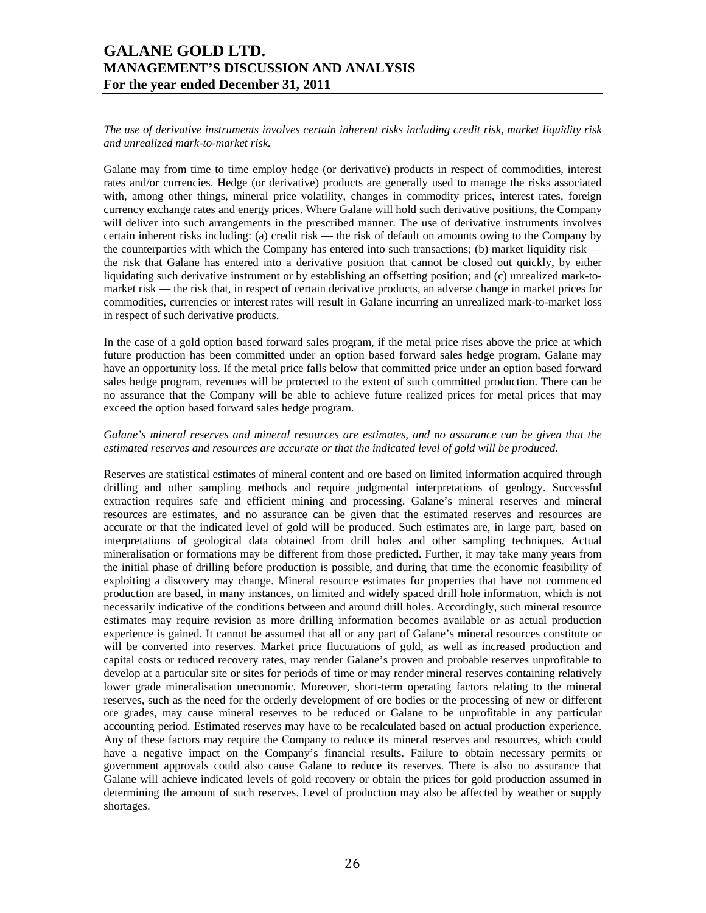*The use of derivative instruments involves certain inherent risks including credit risk, market liquidity risk and unrealized mark-to-market risk.*

Galane may from time to time employ hedge (or derivative) products in respect of commodities, interest rates and/or currencies. Hedge (or derivative) products are generally used to manage the risks associated with, among other things, mineral price volatility, changes in commodity prices, interest rates, foreign currency exchange rates and energy prices. Where Galane will hold such derivative positions, the Company will deliver into such arrangements in the prescribed manner. The use of derivative instruments involves certain inherent risks including: (a) credit risk — the risk of default on amounts owing to the Company by the counterparties with which the Company has entered into such transactions; (b) market liquidity risk — the risk that Galane has entered into a derivative position that cannot be closed out quickly, by either liquidating such derivative instrument or by establishing an offsetting position; and (c) unrealized mark-to-market risk — the risk that, in respect of certain derivative products, an adverse change in market prices for commodities, currencies or interest rates will result in Galane incurring an unrealized mark-to-market loss in respect of such derivative products.

In the case of a gold option based forward sales program, if the metal price rises above the price at which future production has been committed under an option based forward sales hedge program, Galane may have an opportunity loss. If the metal price falls below that committed price under an option based forward sales hedge program, revenues will be protected to the extent of such committed production. There can be no assurance that the Company will be able to achieve future realized prices for metal prices that may exceed the option based forward sales hedge program.

*Galane's mineral reserves and mineral resources are estimates, and no assurance can be given that the estimated reserves and resources are accurate or that the indicated level of gold will be produced.*

Reserves are statistical estimates of mineral content and ore based on limited information acquired through drilling and other sampling methods and require judgmental interpretations of geology. Successful extraction requires safe and efficient mining and processing. Galane's mineral reserves and mineral resources are estimates, and no assurance can be given that the estimated reserves and resources are accurate or that the indicated level of gold will be produced. Such estimates are, in large part, based on interpretations of geological data obtained from drill holes and other sampling techniques. Actual mineralisation or formations may be different from those predicted. Further, it may take many years from the initial phase of drilling before production is possible, and during that time the economic feasibility of exploiting a discovery may change. Mineral resource estimates for properties that have not commenced production are based, in many instances, on limited and widely spaced drill hole information, which is not necessarily indicative of the conditions between and around drill holes. Accordingly, such mineral resource estimates may require revision as more drilling information becomes available or as actual production experience is gained. It cannot be assumed that all or any part of Galane's mineral resources constitute or will be converted into reserves. Market price fluctuations of gold, as well as increased production and capital costs or reduced recovery rates, may render Galane's proven and probable reserves unprofitable to develop at a particular site or sites for periods of time or may render mineral reserves containing relatively lower grade mineralisation uneconomic. Moreover, short-term operating factors relating to the mineral reserves, such as the need for the orderly development of ore bodies or the processing of new or different ore grades, may cause mineral reserves to be reduced or Galane to be unprofitable in any particular accounting period. Estimated reserves may have to be recalculated based on actual production experience. Any of these factors may require the Company to reduce its mineral reserves and resources, which could have a negative impact on the Company's financial results. Failure to obtain necessary permits or government approvals could also cause Galane to reduce its reserves. There is also no assurance that Galane will achieve indicated levels of gold recovery or obtain the prices for gold production assumed in determining the amount of such reserves. Level of production may also be affected by weather or supply shortages.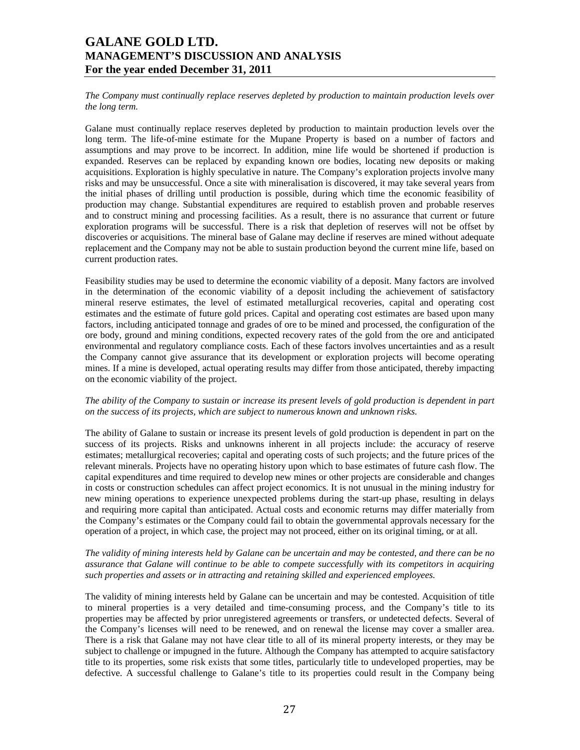*The Company must continually replace reserves depleted by production to maintain production levels over the long term.*

Galane must continually replace reserves depleted by production to maintain production levels over the long term. The life-of-mine estimate for the Mupane Property is based on a number of factors and assumptions and may prove to be incorrect. In addition, mine life would be shortened if production is expanded. Reserves can be replaced by expanding known ore bodies, locating new deposits or making acquisitions. Exploration is highly speculative in nature. The Company's exploration projects involve many risks and may be unsuccessful. Once a site with mineralisation is discovered, it may take several years from the initial phases of drilling until production is possible, during which time the economic feasibility of production may change. Substantial expenditures are required to establish proven and probable reserves and to construct mining and processing facilities. As a result, there is no assurance that current or future exploration programs will be successful. There is a risk that depletion of reserves will not be offset by discoveries or acquisitions. The mineral base of Galane may decline if reserves are mined without adequate replacement and the Company may not be able to sustain production beyond the current mine life, based on current production rates.

Feasibility studies may be used to determine the economic viability of a deposit. Many factors are involved in the determination of the economic viability of a deposit including the achievement of satisfactory mineral reserve estimates, the level of estimated metallurgical recoveries, capital and operating cost estimates and the estimate of future gold prices. Capital and operating cost estimates are based upon many factors, including anticipated tonnage and grades of ore to be mined and processed, the configuration of the ore body, ground and mining conditions, expected recovery rates of the gold from the ore and anticipated environmental and regulatory compliance costs. Each of these factors involves uncertainties and as a result the Company cannot give assurance that its development or exploration projects will become operating mines. If a mine is developed, actual operating results may differ from those anticipated, thereby impacting on the economic viability of the project.

*The ability of the Company to sustain or increase its present levels of gold production is dependent in part on the success of its projects, which are subject to numerous known and unknown risks.*

The ability of Galane to sustain or increase its present levels of gold production is dependent in part on the success of its projects. Risks and unknowns inherent in all projects include: the accuracy of reserve estimates; metallurgical recoveries; capital and operating costs of such projects; and the future prices of the relevant minerals. Projects have no operating history upon which to base estimates of future cash flow. The capital expenditures and time required to develop new mines or other projects are considerable and changes in costs or construction schedules can affect project economics. It is not unusual in the mining industry for new mining operations to experience unexpected problems during the start-up phase, resulting in delays and requiring more capital than anticipated. Actual costs and economic returns may differ materially from the Company's estimates or the Company could fail to obtain the governmental approvals necessary for the operation of a project, in which case, the project may not proceed, either on its original timing, or at all.

*The validity of mining interests held by Galane can be uncertain and may be contested, and there can be no assurance that Galane will continue to be able to compete successfully with its competitors in acquiring such properties and assets or in attracting and retaining skilled and experienced employees.*

The validity of mining interests held by Galane can be uncertain and may be contested. Acquisition of title to mineral properties is a very detailed and time-consuming process, and the Company's title to its properties may be affected by prior unregistered agreements or transfers, or undetected defects. Several of the Company's licenses will need to be renewed, and on renewal the license may cover a smaller area. There is a risk that Galane may not have clear title to all of its mineral property interests, or they may be subject to challenge or impugned in the future. Although the Company has attempted to acquire satisfactory title to its properties, some risk exists that some titles, particularly title to undeveloped properties, may be defective. A successful challenge to Galane's title to its properties could result in the Company being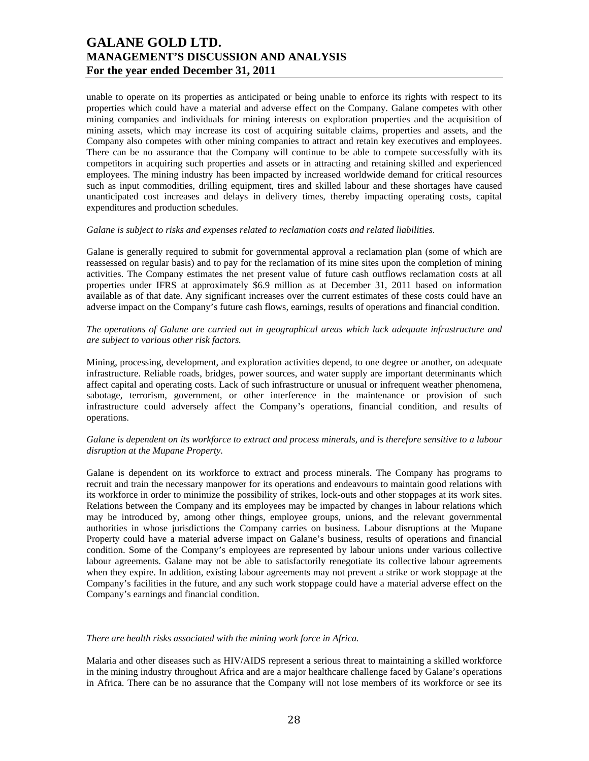unable to operate on its properties as anticipated or being unable to enforce its rights with respect to its properties which could have a material and adverse effect on the Company. Galane competes with other mining companies and individuals for mining interests on exploration properties and the acquisition of mining assets, which may increase its cost of acquiring suitable claims, properties and assets, and the Company also competes with other mining companies to attract and retain key executives and employees. There can be no assurance that the Company will continue to be able to compete successfully with its competitors in acquiring such properties and assets or in attracting and retaining skilled and experienced employees. The mining industry has been impacted by increased worldwide demand for critical resources such as input commodities, drilling equipment, tires and skilled labour and these shortages have caused unanticipated cost increases and delays in delivery times, thereby impacting operating costs, capital expenditures and production schedules.

*Galane is subject to risks and expenses related to reclamation costs and related liabilities.*

Galane is generally required to submit for governmental approval a reclamation plan (some of which are reassessed on regular basis) and to pay for the reclamation of its mine sites upon the completion of mining activities. The Company estimates the net present value of future cash outflows reclamation costs at all properties under IFRS at approximately $6.9 million as at December 31, 2011 based on information available as of that date. Any significant increases over the current estimates of these costs could have an adverse impact on the Company's future cash flows, earnings, results of operations and financial condition.

*The operations of Galane are carried out in geographical areas which lack adequate infrastructure and are subject to various other risk factors.*

Mining, processing, development, and exploration activities depend, to one degree or another, on adequate infrastructure. Reliable roads, bridges, power sources, and water supply are important determinants which affect capital and operating costs. Lack of such infrastructure or unusual or infrequent weather phenomena, sabotage, terrorism, government, or other interference in the maintenance or provision of such infrastructure could adversely affect the Company's operations, financial condition, and results of operations.

*Galane is dependent on its workforce to extract and process minerals, and is therefore sensitive to a labour disruption at the Mupane Property.*

Galane is dependent on its workforce to extract and process minerals. The Company has programs to recruit and train the necessary manpower for its operations and endeavours to maintain good relations with its workforce in order to minimize the possibility of strikes, lock-outs and other stoppages at its work sites. Relations between the Company and its employees may be impacted by changes in labour relations which may be introduced by, among other things, employee groups, unions, and the relevant governmental authorities in whose jurisdictions the Company carries on business. Labour disruptions at the Mupane Property could have a material adverse impact on Galane's business, results of operations and financial condition. Some of the Company's employees are represented by labour unions under various collective labour agreements. Galane may not be able to satisfactorily renegotiate its collective labour agreements when they expire. In addition, existing labour agreements may not prevent a strike or work stoppage at the Company's facilities in the future, and any such work stoppage could have a material adverse effect on the Company's earnings and financial condition.

*There are health risks associated with the mining work force in Africa.*

Malaria and other diseases such as HIV/AIDS represent a serious threat to maintaining a skilled workforce in the mining industry throughout Africa and are a major healthcare challenge faced by Galane's operations in Africa. There can be no assurance that the Company will not lose members of its workforce or see its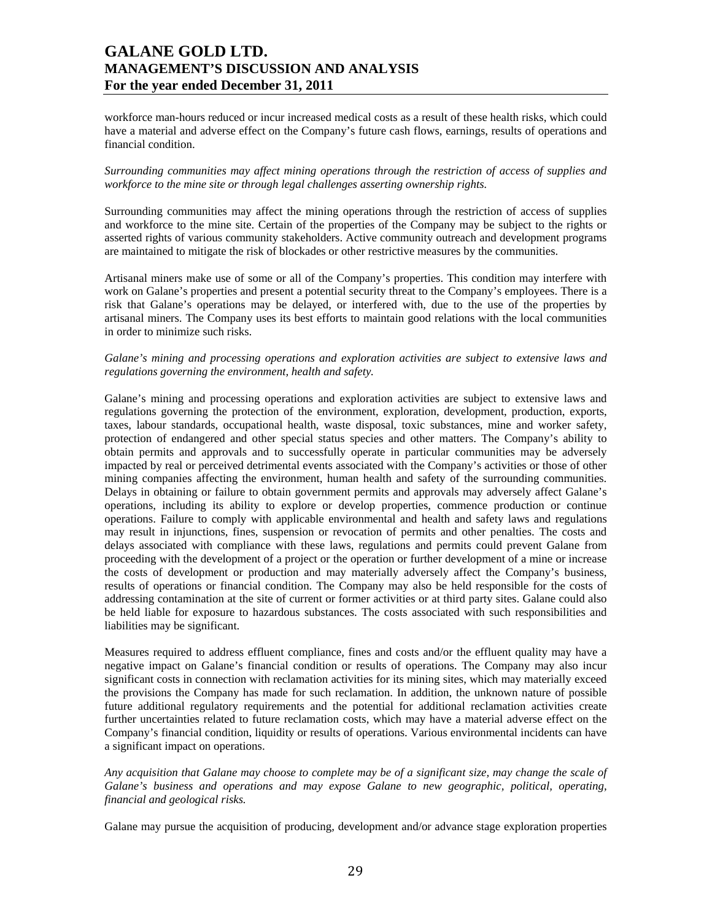workforce man-hours reduced or incur increased medical costs as a result of these health risks, which could have a material and adverse effect on the Company's future cash flows, earnings, results of operations and financial condition.

*Surrounding communities may affect mining operations through the restriction of access of supplies and workforce to the mine site or through legal challenges asserting ownership rights.*

Surrounding communities may affect the mining operations through the restriction of access of supplies and workforce to the mine site. Certain of the properties of the Company may be subject to the rights or asserted rights of various community stakeholders. Active community outreach and development programs are maintained to mitigate the risk of blockades or other restrictive measures by the communities.

Artisanal miners make use of some or all of the Company's properties. This condition may interfere with work on Galane's properties and present a potential security threat to the Company's employees. There is a risk that Galane's operations may be delayed, or interfered with, due to the use of the properties by artisanal miners. The Company uses its best efforts to maintain good relations with the local communities in order to minimize such risks.

*Galane's mining and processing operations and exploration activities are subject to extensive laws and regulations governing the environment, health and safety.*

Galane's mining and processing operations and exploration activities are subject to extensive laws and regulations governing the protection of the environment, exploration, development, production, exports, taxes, labour standards, occupational health, waste disposal, toxic substances, mine and worker safety, protection of endangered and other special status species and other matters. The Company's ability to obtain permits and approvals and to successfully operate in particular communities may be adversely impacted by real or perceived detrimental events associated with the Company's activities or those of other mining companies affecting the environment, human health and safety of the surrounding communities. Delays in obtaining or failure to obtain government permits and approvals may adversely affect Galane's operations, including its ability to explore or develop properties, commence production or continue operations. Failure to comply with applicable environmental and health and safety laws and regulations may result in injunctions, fines, suspension or revocation of permits and other penalties. The costs and delays associated with compliance with these laws, regulations and permits could prevent Galane from proceeding with the development of a project or the operation or further development of a mine or increase the costs of development or production and may materially adversely affect the Company's business, results of operations or financial condition. The Company may also be held responsible for the costs of addressing contamination at the site of current or former activities or at third party sites. Galane could also be held liable for exposure to hazardous substances. The costs associated with such responsibilities and liabilities may be significant.

Measures required to address effluent compliance, fines and costs and/or the effluent quality may have a negative impact on Galane's financial condition or results of operations. The Company may also incur significant costs in connection with reclamation activities for its mining sites, which may materially exceed the provisions the Company has made for such reclamation. In addition, the unknown nature of possible future additional regulatory requirements and the potential for additional reclamation activities create further uncertainties related to future reclamation costs, which may have a material adverse effect on the Company's financial condition, liquidity or results of operations. Various environmental incidents can have a significant impact on operations.

*Any acquisition that Galane may choose to complete may be of a significant size, may change the scale of Galane's business and operations and may expose Galane to new geographic, political, operating, financial and geological risks.*

Galane may pursue the acquisition of producing, development and/or advance stage exploration properties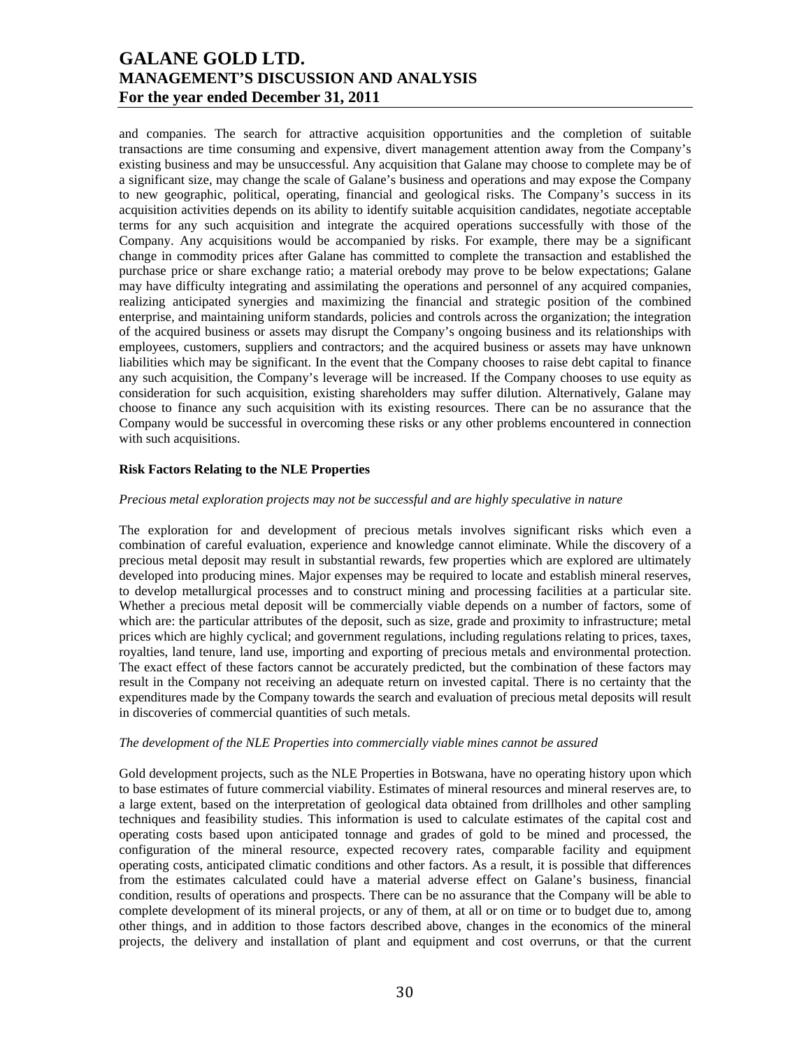and companies. The search for attractive acquisition opportunities and the completion of suitable transactions are time consuming and expensive, divert management attention away from the Company's existing business and may be unsuccessful. Any acquisition that Galane may choose to complete may be of a significant size, may change the scale of Galane's business and operations and may expose the Company to new geographic, political, operating, financial and geological risks. The Company's success in its acquisition activities depends on its ability to identify suitable acquisition candidates, negotiate acceptable terms for any such acquisition and integrate the acquired operations successfully with those of the Company. Any acquisitions would be accompanied by risks. For example, there may be a significant change in commodity prices after Galane has committed to complete the transaction and established the purchase price or share exchange ratio; a material orebody may prove to be below expectations; Galane may have difficulty integrating and assimilating the operations and personnel of any acquired companies, realizing anticipated synergies and maximizing the financial and strategic position of the combined enterprise, and maintaining uniform standards, policies and controls across the organization; the integration of the acquired business or assets may disrupt the Company's ongoing business and its relationships with employees, customers, suppliers and contractors; and the acquired business or assets may have unknown liabilities which may be significant. In the event that the Company chooses to raise debt capital to finance any such acquisition, the Company's leverage will be increased. If the Company chooses to use equity as consideration for such acquisition, existing shareholders may suffer dilution. Alternatively, Galane may choose to finance any such acquisition with its existing resources. There can be no assurance that the Company would be successful in overcoming these risks or any other problems encountered in connection with such acquisitions.

**Risk Factors Relating to the NLE Properties**

*Precious metal exploration projects may not be successful and are highly speculative in nature*

The exploration for and development of precious metals involves significant risks which even a combination of careful evaluation, experience and knowledge cannot eliminate. While the discovery of a precious metal deposit may result in substantial rewards, few properties which are explored are ultimately developed into producing mines. Major expenses may be required to locate and establish mineral reserves, to develop metallurgical processes and to construct mining and processing facilities at a particular site. Whether a precious metal deposit will be commercially viable depends on a number of factors, some of which are: the particular attributes of the deposit, such as size, grade and proximity to infrastructure; metal prices which are highly cyclical; and government regulations, including regulations relating to prices, taxes, royalties, land tenure, land use, importing and exporting of precious metals and environmental protection. The exact effect of these factors cannot be accurately predicted, but the combination of these factors may result in the Company not receiving an adequate return on invested capital. There is no certainty that the expenditures made by the Company towards the search and evaluation of precious metal deposits will result in discoveries of commercial quantities of such metals.

*The development of the NLE Properties into commercially viable mines cannot be assured*

Gold development projects, such as the NLE Properties in Botswana, have no operating history upon which to base estimates of future commercial viability. Estimates of mineral resources and mineral reserves are, to a large extent, based on the interpretation of geological data obtained from drillholes and other sampling techniques and feasibility studies. This information is used to calculate estimates of the capital cost and operating costs based upon anticipated tonnage and grades of gold to be mined and processed, the configuration of the mineral resource, expected recovery rates, comparable facility and equipment operating costs, anticipated climatic conditions and other factors. As a result, it is possible that differences from the estimates calculated could have a material adverse effect on Galane's business, financial condition, results of operations and prospects. There can be no assurance that the Company will be able to complete development of its mineral projects, or any of them, at all or on time or to budget due to, among other things, and in addition to those factors described above, changes in the economics of the mineral projects, the delivery and installation of plant and equipment and cost overruns, or that the current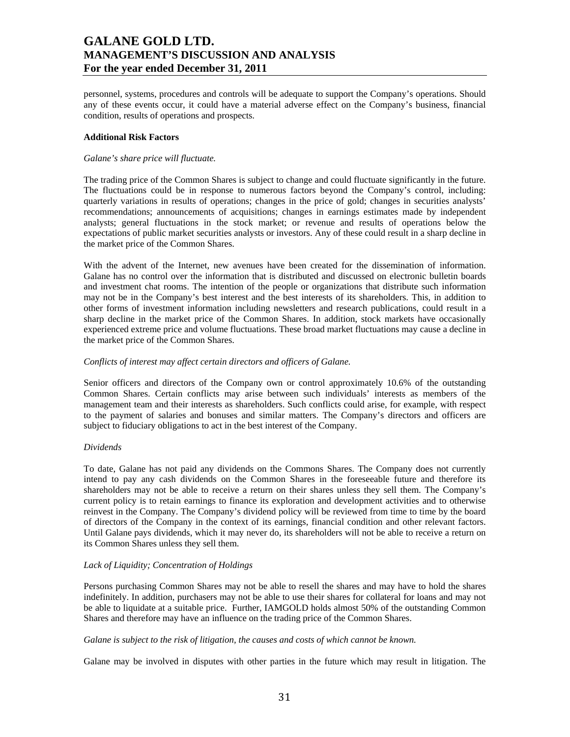personnel, systems, procedures and controls will be adequate to support the Company's operations. Should any of these events occur, it could have a material adverse effect on the Company's business, financial condition, results of operations and prospects.

**Additional Risk Factors**

*Galane's share price will fluctuate.*

The trading price of the Common Shares is subject to change and could fluctuate significantly in the future. The fluctuations could be in response to numerous factors beyond the Company's control, including: quarterly variations in results of operations; changes in the price of gold; changes in securities analysts' recommendations; announcements of acquisitions; changes in earnings estimates made by independent analysts; general fluctuations in the stock market; or revenue and results of operations below the expectations of public market securities analysts or investors. Any of these could result in a sharp decline in the market price of the Common Shares.

With the advent of the Internet, new avenues have been created for the dissemination of information. Galane has no control over the information that is distributed and discussed on electronic bulletin boards and investment chat rooms. The intention of the people or organizations that distribute such information may not be in the Company's best interest and the best interests of its shareholders. This, in addition to other forms of investment information including newsletters and research publications, could result in a sharp decline in the market price of the Common Shares. In addition, stock markets have occasionally experienced extreme price and volume fluctuations. These broad market fluctuations may cause a decline in the market price of the Common Shares.

*Conflicts of interest may affect certain directors and officers of Galane.*

Senior officers and directors of the Company own or control approximately 10.6% of the outstanding Common Shares. Certain conflicts may arise between such individuals' interests as members of the management team and their interests as shareholders. Such conflicts could arise, for example, with respect to the payment of salaries and bonuses and similar matters. The Company's directors and officers are subject to fiduciary obligations to act in the best interest of the Company.

*Dividends*

To date, Galane has not paid any dividends on the Commons Shares. The Company does not currently intend to pay any cash dividends on the Common Shares in the foreseeable future and therefore its shareholders may not be able to receive a return on their shares unless they sell them. The Company's current policy is to retain earnings to finance its exploration and development activities and to otherwise reinvest in the Company. The Company's dividend policy will be reviewed from time to time by the board of directors of the Company in the context of its earnings, financial condition and other relevant factors. Until Galane pays dividends, which it may never do, its shareholders will not be able to receive a return on its Common Shares unless they sell them.

*Lack of Liquidity; Concentration of Holdings*

Persons purchasing Common Shares may not be able to resell the shares and may have to hold the shares indefinitely. In addition, purchasers may not be able to use their shares for collateral for loans and may not be able to liquidate at a suitable price. Further, IAMGOLD holds almost 50% of the outstanding Common Shares and therefore may have an influence on the trading price of the Common Shares.

*Galane is subject to the risk of litigation, the causes and costs of which cannot be known.*

Galane may be involved in disputes with other parties in the future which may result in litigation. The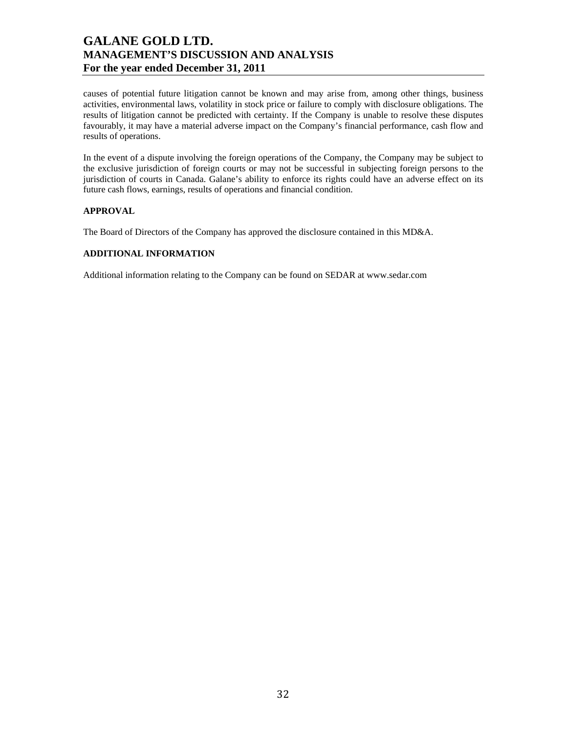causes of potential future litigation cannot be known and may arise from, among other things, business activities, environmental laws, volatility in stock price or failure to comply with disclosure obligations. The results of litigation cannot be predicted with certainty. If the Company is unable to resolve these disputes favourably, it may have a material adverse impact on the Company's financial performance, cash flow and results of operations.

In the event of a dispute involving the foreign operations of the Company, the Company may be subject to the exclusive jurisdiction of foreign courts or may not be successful in subjecting foreign persons to the jurisdiction of courts in Canada. Galane's ability to enforce its rights could have an adverse effect on its future cash flows, earnings, results of operations and financial condition.

## APPROVAL

The Board of Directors of the Company has approved the disclosure contained in this MD&A.

## ADDITIONAL INFORMATION

Additional information relating to the Company can be found on SEDAR at www.sedar.com